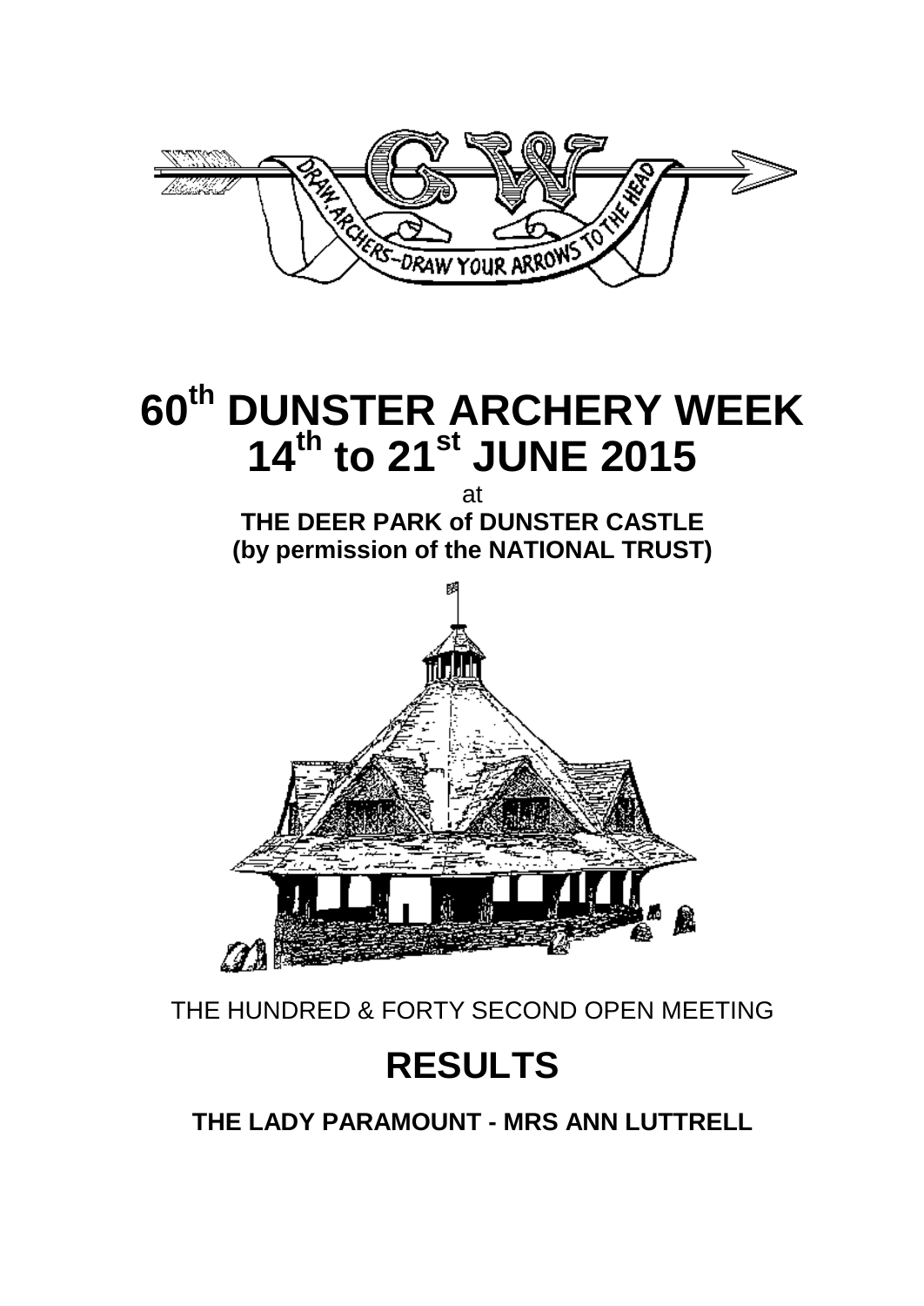# 60th DUNSTER ARCHERY WEEK
# 14th to 21st JUNE 2015

at

**THE DEER PARK of DUNSTER CASTLE**
**(by permission of the NATIONAL TRUST)**

THE HUNDRED & FORTY SECOND OPEN MEETING

# RESULTS

**THE LADY PARAMOUNT - MRS ANN LUTTRELL**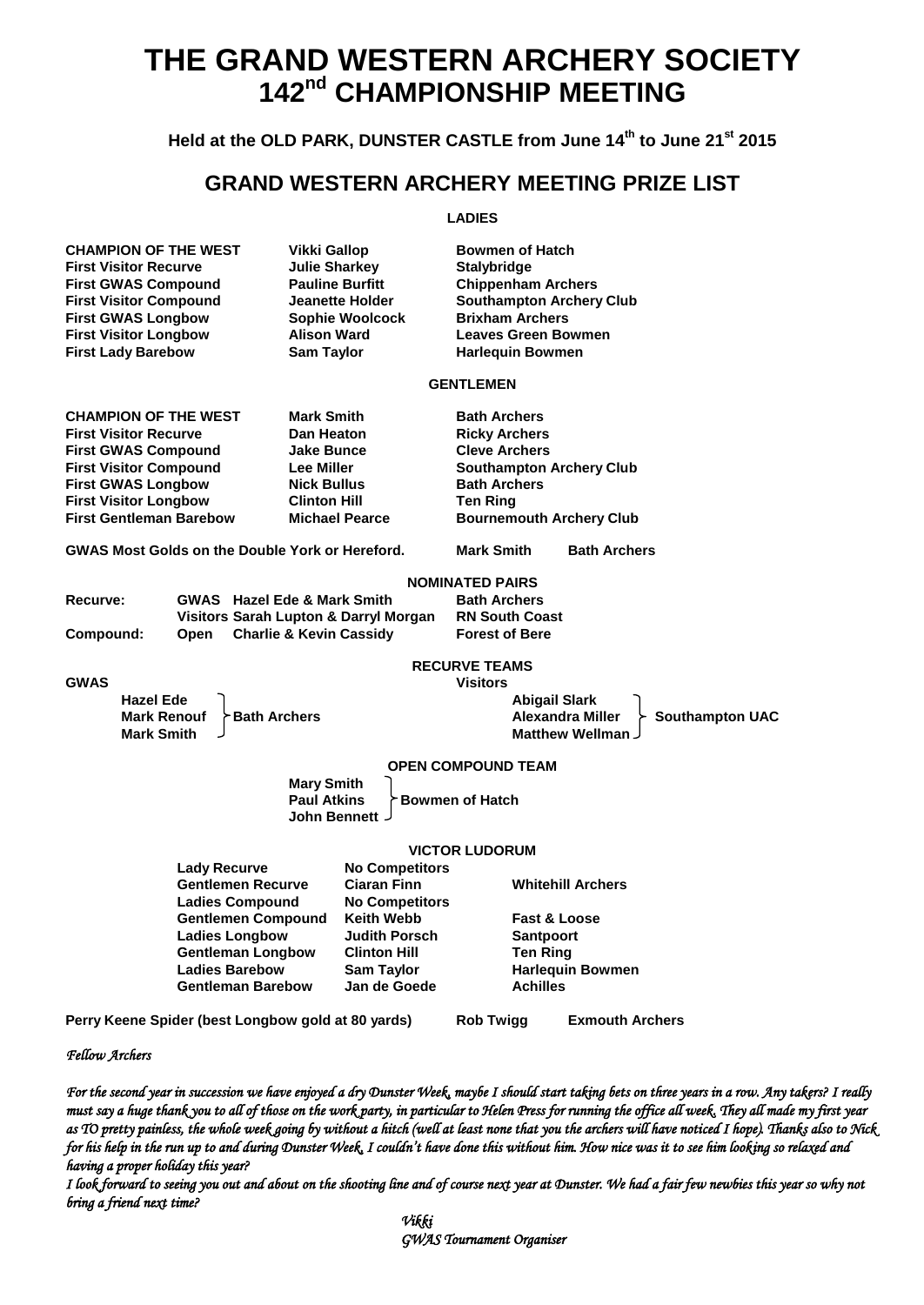# THE GRAND WESTERN ARCHERY SOCIETY
# 142nd CHAMPIONSHIP MEETING

**Held at the OLD PARK, DUNSTER CASTLE from June 14th to June 21st 2015**

## GRAND WESTERN ARCHERY MEETING PRIZE LIST

### LADIES

| | | |
|---|---|---|
| **CHAMPION OF THE WEST** | **Vikki Gallop** | **Bowmen of Hatch** |
| **First Visitor Recurve** | **Julie Sharkey** | **Stalybridge** |
| **First GWAS Compound** | **Pauline Burfitt** | **Chippenham Archers** |
| **First Visitor Compound** | **Jeanette Holder** | **Southampton Archery Club** |
| **First GWAS Longbow** | **Sophie Woolcock** | **Brixham Archers** |
| **First Visitor Longbow** | **Alison Ward** | **Leaves Green Bowmen** |
| **First Lady Barebow** | **Sam Taylor** | **Harlequin Bowmen** |

### GENTLEMEN

| | | |
|---|---|---|
| **CHAMPION OF THE WEST** | **Mark Smith** | **Bath Archers** |
| **First Visitor Recurve** | **Dan Heaton** | **Ricky Archers** |
| **First GWAS Compound** | **Jake Bunce** | **Cleve Archers** |
| **First Visitor Compound** | **Lee Miller** | **Southampton Archery Club** |
| **First GWAS Longbow** | **Nick Bullus** | **Bath Archers** |
| **First Visitor Longbow** | **Clinton Hill** | **Ten Ring** |
| **First Gentleman Barebow** | **Michael Pearce** | **Bournemouth Archery Club** |

**GWAS Most Golds on the Double York or Hereford.** **Mark Smith** **Bath Archers**

### NOMINATED PAIRS

| | | | |
|---|---|---|---|
| **Recurve:** | **GWAS** | **Hazel Ede & Mark Smith** | **Bath Archers** |
| | **Visitors** | **Sarah Lupton & Darryl Morgan** | **RN South Coast** |
| **Compound:** | **Open** | **Charlie & Kevin Cassidy** | **Forest of Bere** |

### RECURVE TEAMS

**GWAS** — **Bath Archers**: **Hazel Ede**, **Mark Renouf**, **Mark Smith**

**Visitors** — **Southampton UAC**: **Abigail Slark**, **Alexandra Miller**, **Matthew Wellman**

### OPEN COMPOUND TEAM

**Bowmen of Hatch**: **Mary Smith**, **Paul Atkins**, **John Bennett**

### VICTOR LUDORUM

| | | |
|---|---|---|
| **Lady Recurve** | **No Competitors** | |
| **Gentlemen Recurve** | **Ciaran Finn** | **Whitehill Archers** |
| **Ladies Compound** | **No Competitors** | |
| **Gentlemen Compound** | **Keith Webb** | **Fast & Loose** |
| **Ladies Longbow** | **Judith Porsch** | **Santpoort** |
| **Gentleman Longbow** | **Clinton Hill** | **Ten Ring** |
| **Ladies Barebow** | **Sam Taylor** | **Harlequin Bowmen** |
| **Gentleman Barebow** | **Jan de Goede** | **Achilles** |

**Perry Keene Spider (best Longbow gold at 80 yards)** **Rob Twigg** **Exmouth Archers**

*Fellow Archers*

*For the second year in succession we have enjoyed a dry Dunster Week, maybe I should start taking bets on three years in a row. Any takers? I really must say a huge thank you to all of those on the work party, in particular to Helen Press for running the office all week. They all made my first year as TO pretty painless, the whole week going by without a hitch (well at least none that you the archers will have noticed I hope). Thanks also to Nick for his help in the run up to and during Dunster Week, I couldn't have done this without him. How nice was it to see him looking so relaxed and having a proper holiday this year?*

*I look forward to seeing you out and about on the shooting line and of course next year at Dunster. We had a fair few newbies this year so why not bring a friend next time?*

*Vikki*
*GWAS Tournament Organiser*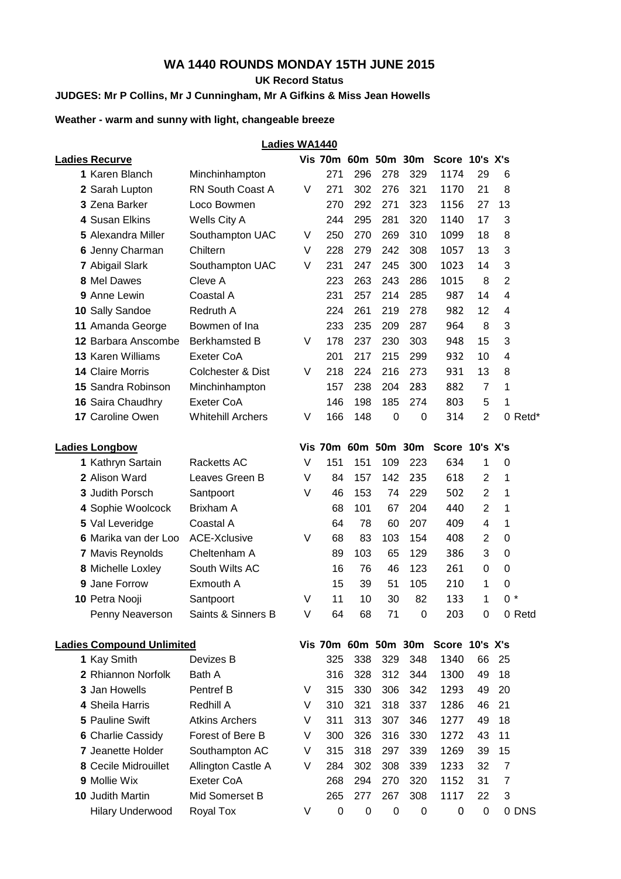# WA 1440 ROUNDS MONDAY 15TH JUNE 2015

**UK Record Status**

**JUDGES: Mr P Collins, Mr J Cunningham, Mr A Gifkins & Miss Jean Howells**

**Weather - warm and sunny with light, changeable breeze**

## Ladies WA1440

| Ladies Recurve | | | Vis | 70m | 60m | 50m | 30m | Score | 10's | X's | |
|---|---|---|---|---|---|---|---|---|---|---|---|
| 1 | Karen Blanch | Minchinhampton | | 271 | 296 | 278 | 329 | 1174 | 29 | 6 | |
| 2 | Sarah Lupton | RN South Coast A | V | 271 | 302 | 276 | 321 | 1170 | 21 | 8 | |
| 3 | Zena Barker | Loco Bowmen | | 270 | 292 | 271 | 323 | 1156 | 27 | 13 | |
| 4 | Susan Elkins | Wells City A | | 244 | 295 | 281 | 320 | 1140 | 17 | 3 | |
| 5 | Alexandra Miller | Southampton UAC | V | 250 | 270 | 269 | 310 | 1099 | 18 | 8 | |
| 6 | Jenny Charman | Chiltern | V | 228 | 279 | 242 | 308 | 1057 | 13 | 3 | |
| 7 | Abigail Slark | Southampton UAC | V | 231 | 247 | 245 | 300 | 1023 | 14 | 3 | |
| 8 | Mel Dawes | Cleve A | | 223 | 263 | 243 | 286 | 1015 | 8 | 2 | |
| 9 | Anne Lewin | Coastal A | | 231 | 257 | 214 | 285 | 987 | 14 | 4 | |
| 10 | Sally Sandoe | Redruth A | | 224 | 261 | 219 | 278 | 982 | 12 | 4 | |
| 11 | Amanda George | Bowmen of Ina | | 233 | 235 | 209 | 287 | 964 | 8 | 3 | |
| 12 | Barbara Anscombe | Berkhamsted B | V | 178 | 237 | 230 | 303 | 948 | 15 | 3 | |
| 13 | Karen Williams | Exeter CoA | | 201 | 217 | 215 | 299 | 932 | 10 | 4 | |
| 14 | Claire Morris | Colchester & Dist | V | 218 | 224 | 216 | 273 | 931 | 13 | 8 | |
| 15 | Sandra Robinson | Minchinhampton | | 157 | 238 | 204 | 283 | 882 | 7 | 1 | |
| 16 | Saira Chaudhry | Exeter CoA | | 146 | 198 | 185 | 274 | 803 | 5 | 1 | |
| 17 | Caroline Owen | Whitehill Archers | V | 166 | 148 | 0 | 0 | 314 | 2 | 0 | Retd* |

| Ladies Longbow | | | Vis | 70m | 60m | 50m | 30m | Score | 10's | X's | |
|---|---|---|---|---|---|---|---|---|---|---|---|
| 1 | Kathryn Sartain | Racketts AC | V | 151 | 151 | 109 | 223 | 634 | 1 | 0 | |
| 2 | Alison Ward | Leaves Green B | V | 84 | 157 | 142 | 235 | 618 | 2 | 1 | |
| 3 | Judith Porsch | Santpoort | V | 46 | 153 | 74 | 229 | 502 | 2 | 1 | |
| 4 | Sophie Woolcock | Brixham A | | 68 | 101 | 67 | 204 | 440 | 2 | 1 | |
| 5 | Val Leveridge | Coastal A | | 64 | 78 | 60 | 207 | 409 | 4 | 1 | |
| 6 | Marika van der Loo | ACE-Xclusive | V | 68 | 83 | 103 | 154 | 408 | 2 | 0 | |
| 7 | Mavis Reynolds | Cheltenham A | | 89 | 103 | 65 | 129 | 386 | 3 | 0 | |
| 8 | Michelle Loxley | South Wilts AC | | 16 | 76 | 46 | 123 | 261 | 0 | 0 | |
| 9 | Jane Forrow | Exmouth A | | 15 | 39 | 51 | 105 | 210 | 1 | 0 | |
| 10 | Petra Nooji | Santpoort | V | 11 | 10 | 30 | 82 | 133 | 1 | 0 | * |
| | Penny Neaverson | Saints & Sinners B | V | 64 | 68 | 71 | 0 | 203 | 0 | 0 | Retd |

| Ladies Compound Unlimited | | | Vis | 70m | 60m | 50m | 30m | Score | 10's | X's | |
|---|---|---|---|---|---|---|---|---|---|---|---|
| 1 | Kay Smith | Devizes B | | 325 | 338 | 329 | 348 | 1340 | 66 | 25 | |
| 2 | Rhiannon Norfolk | Bath A | | 316 | 328 | 312 | 344 | 1300 | 49 | 18 | |
| 3 | Jan Howells | Pentref B | V | 315 | 330 | 306 | 342 | 1293 | 49 | 20 | |
| 4 | Sheila Harris | Redhill A | V | 310 | 321 | 318 | 337 | 1286 | 46 | 21 | |
| 5 | Pauline Swift | Atkins Archers | V | 311 | 313 | 307 | 346 | 1277 | 49 | 18 | |
| 6 | Charlie Cassidy | Forest of Bere B | V | 300 | 326 | 316 | 330 | 1272 | 43 | 11 | |
| 7 | Jeanette Holder | Southampton AC | V | 315 | 318 | 297 | 339 | 1269 | 39 | 15 | |
| 8 | Cecile Midrouillet | Allington Castle A | V | 284 | 302 | 308 | 339 | 1233 | 32 | 7 | |
| 9 | Mollie Wix | Exeter CoA | | 268 | 294 | 270 | 320 | 1152 | 31 | 7 | |
| 10 | Judith Martin | Mid Somerset B | | 265 | 277 | 267 | 308 | 1117 | 22 | 3 | |
| | Hilary Underwood | Royal Tox | V | 0 | 0 | 0 | 0 | 0 | 0 | 0 | DNS |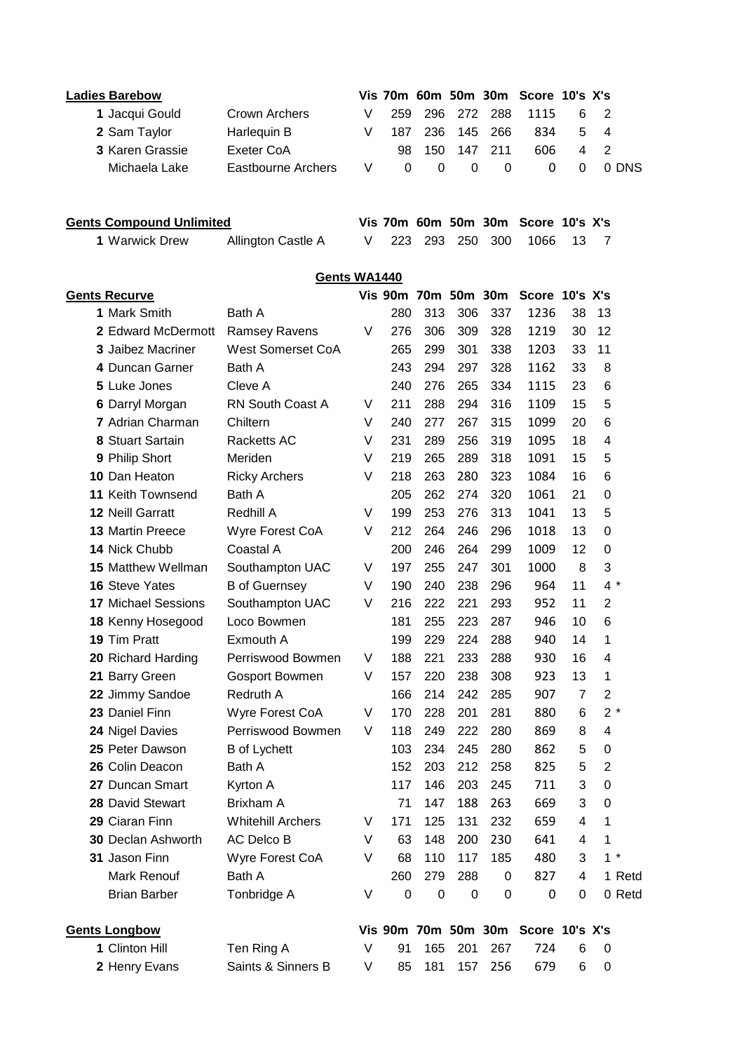**Ladies Barebow**

| | | | Vis | 70m | 60m | 50m | 30m | Score | 10's | X's | |
|---|---|---|---|---|---|---|---|---|---|---|---|
| 1 | Jacqui Gould | Crown Archers | V | 259 | 296 | 272 | 288 | 1115 | 6 | 2 | |
| 2 | Sam Taylor | Harlequin B | V | 187 | 236 | 145 | 266 | 834 | 5 | 4 | |
| 3 | Karen Grassie | Exeter CoA | | 98 | 150 | 147 | 211 | 606 | 4 | 2 | |
| | Michaela Lake | Eastbourne Archers | V | 0 | 0 | 0 | 0 | 0 | 0 | 0 | DNS |

**Gents Compound Unlimited**

| | | | Vis | 70m | 60m | 50m | 30m | Score | 10's | X's |
|---|---|---|---|---|---|---|---|---|---|---|
| 1 | Warwick Drew | Allington Castle A | V | 223 | 293 | 250 | 300 | 1066 | 13 | 7 |

**Gents WA1440**

**Gents Recurve**

| | | | Vis | 90m | 70m | 50m | 30m | Score | 10's | X's | |
|---|---|---|---|---|---|---|---|---|---|---|---|
| 1 | Mark Smith | Bath A | | 280 | 313 | 306 | 337 | 1236 | 38 | 13 | |
| 2 | Edward McDermott | Ramsey Ravens | V | 276 | 306 | 309 | 328 | 1219 | 30 | 12 | |
| 3 | Jaibez Macriner | West Somerset CoA | | 265 | 299 | 301 | 338 | 1203 | 33 | 11 | |
| 4 | Duncan Garner | Bath A | | 243 | 294 | 297 | 328 | 1162 | 33 | 8 | |
| 5 | Luke Jones | Cleve A | | 240 | 276 | 265 | 334 | 1115 | 23 | 6 | |
| 6 | Darryl Morgan | RN South Coast A | V | 211 | 288 | 294 | 316 | 1109 | 15 | 5 | |
| 7 | Adrian Charman | Chiltern | V | 240 | 277 | 267 | 315 | 1099 | 20 | 6 | |
| 8 | Stuart Sartain | Racketts AC | V | 231 | 289 | 256 | 319 | 1095 | 18 | 4 | |
| 9 | Philip Short | Meriden | V | 219 | 265 | 289 | 318 | 1091 | 15 | 5 | |
| 10 | Dan Heaton | Ricky Archers | V | 218 | 263 | 280 | 323 | 1084 | 16 | 6 | |
| 11 | Keith Townsend | Bath A | | 205 | 262 | 274 | 320 | 1061 | 21 | 0 | |
| 12 | Neill Garratt | Redhill A | V | 199 | 253 | 276 | 313 | 1041 | 13 | 5 | |
| 13 | Martin Preece | Wyre Forest CoA | V | 212 | 264 | 246 | 296 | 1018 | 13 | 0 | |
| 14 | Nick Chubb | Coastal A | | 200 | 246 | 264 | 299 | 1009 | 12 | 0 | |
| 15 | Matthew Wellman | Southampton UAC | V | 197 | 255 | 247 | 301 | 1000 | 8 | 3 | |
| 16 | Steve Yates | B of Guernsey | V | 190 | 240 | 238 | 296 | 964 | 11 | 4 | * |
| 17 | Michael Sessions | Southampton UAC | V | 216 | 222 | 221 | 293 | 952 | 11 | 2 | |
| 18 | Kenny Hosegood | Loco Bowmen | | 181 | 255 | 223 | 287 | 946 | 10 | 6 | |
| 19 | Tim Pratt | Exmouth A | | 199 | 229 | 224 | 288 | 940 | 14 | 1 | |
| 20 | Richard Harding | Perriswood Bowmen | V | 188 | 221 | 233 | 288 | 930 | 16 | 4 | |
| 21 | Barry Green | Gosport Bowmen | V | 157 | 220 | 238 | 308 | 923 | 13 | 1 | |
| 22 | Jimmy Sandoe | Redruth A | | 166 | 214 | 242 | 285 | 907 | 7 | 2 | |
| 23 | Daniel Finn | Wyre Forest CoA | V | 170 | 228 | 201 | 281 | 880 | 6 | 2 | * |
| 24 | Nigel Davies | Perriswood Bowmen | V | 118 | 249 | 222 | 280 | 869 | 8 | 4 | |
| 25 | Peter Dawson | B of Lychett | | 103 | 234 | 245 | 280 | 862 | 5 | 0 | |
| 26 | Colin Deacon | Bath A | | 152 | 203 | 212 | 258 | 825 | 5 | 2 | |
| 27 | Duncan Smart | Kyrton A | | 117 | 146 | 203 | 245 | 711 | 3 | 0 | |
| 28 | David Stewart | Brixham A | | 71 | 147 | 188 | 263 | 669 | 3 | 0 | |
| 29 | Ciaran Finn | Whitehill Archers | V | 171 | 125 | 131 | 232 | 659 | 4 | 1 | |
| 30 | Declan Ashworth | AC Delco B | V | 63 | 148 | 200 | 230 | 641 | 4 | 1 | |
| 31 | Jason Finn | Wyre Forest CoA | V | 68 | 110 | 117 | 185 | 480 | 3 | 1 | * |
| | Mark Renouf | Bath A | | 260 | 279 | 288 | 0 | 827 | 4 | 1 | Retd |
| | Brian Barber | Tonbridge A | V | 0 | 0 | 0 | 0 | 0 | 0 | 0 | Retd |

**Gents Longbow**

| | | | Vis | 90m | 70m | 50m | 30m | Score | 10's | X's |
|---|---|---|---|---|---|---|---|---|---|---|
| 1 | Clinton Hill | Ten Ring A | V | 91 | 165 | 201 | 267 | 724 | 6 | 0 |
| 2 | Henry Evans | Saints & Sinners B | V | 85 | 181 | 157 | 256 | 679 | 6 | 0 |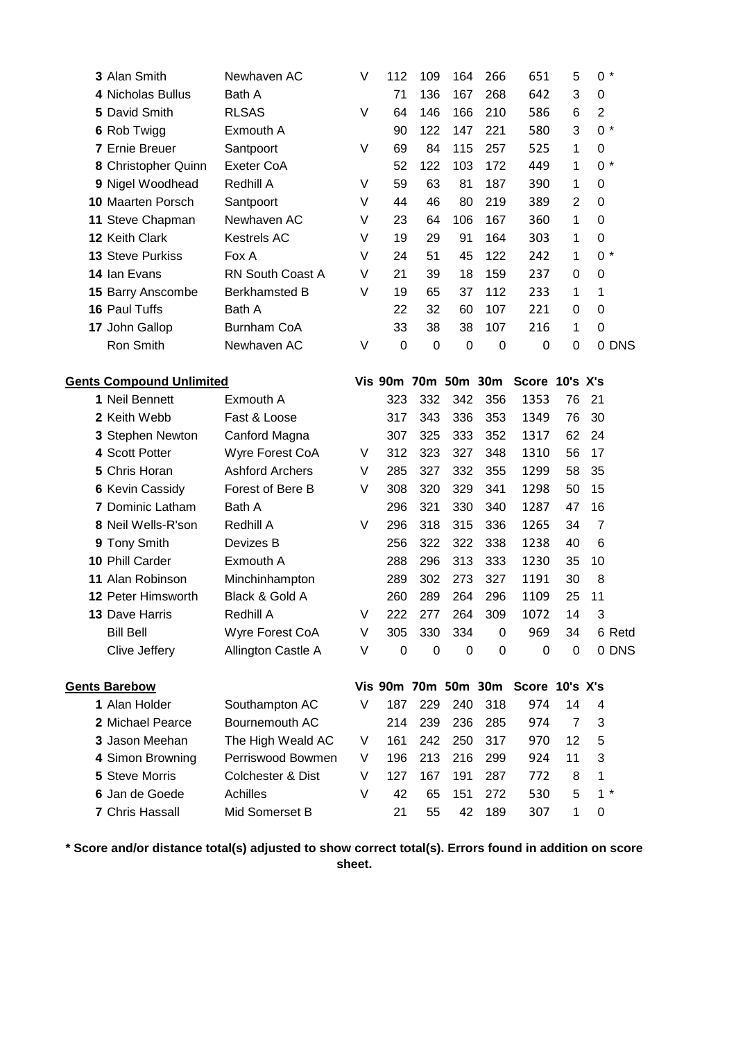| | | | | | | | | | | | |
|---|---|---|---|---|---|---|---|---|---|---|---|
| 3 | Alan Smith | Newhaven AC | V | 112 | 109 | 164 | 266 | 651 | 5 | 0 | * |
| 4 | Nicholas Bullus | Bath A | | 71 | 136 | 167 | 268 | 642 | 3 | 0 | |
| 5 | David Smith | RLSAS | V | 64 | 146 | 166 | 210 | 586 | 6 | 2 | |
| 6 | Rob Twigg | Exmouth A | | 90 | 122 | 147 | 221 | 580 | 3 | 0 | * |
| 7 | Ernie Breuer | Santpoort | V | 69 | 84 | 115 | 257 | 525 | 1 | 0 | |
| 8 | Christopher Quinn | Exeter CoA | | 52 | 122 | 103 | 172 | 449 | 1 | 0 | * |
| 9 | Nigel Woodhead | Redhill A | V | 59 | 63 | 81 | 187 | 390 | 1 | 0 | |
| 10 | Maarten Porsch | Santpoort | V | 44 | 46 | 80 | 219 | 389 | 2 | 0 | |
| 11 | Steve Chapman | Newhaven AC | V | 23 | 64 | 106 | 167 | 360 | 1 | 0 | |
| 12 | Keith Clark | Kestrels AC | V | 19 | 29 | 91 | 164 | 303 | 1 | 0 | |
| 13 | Steve Purkiss | Fox A | V | 24 | 51 | 45 | 122 | 242 | 1 | 0 | * |
| 14 | Ian Evans | RN South Coast A | V | 21 | 39 | 18 | 159 | 237 | 0 | 0 | |
| 15 | Barry Anscombe | Berkhamsted B | V | 19 | 65 | 37 | 112 | 233 | 1 | 1 | |
| 16 | Paul Tuffs | Bath A | | 22 | 32 | 60 | 107 | 221 | 0 | 0 | |
| 17 | John Gallop | Burnham CoA | | 33 | 38 | 38 | 107 | 216 | 1 | 0 | |
| | Ron Smith | Newhaven AC | V | 0 | 0 | 0 | 0 | 0 | 0 | 0 | DNS |

**Gents Compound Unlimited**

| | | | Vis | 90m | 70m | 50m | 30m | Score | 10's | X's | |
|---|---|---|---|---|---|---|---|---|---|---|---|
| 1 | Neil Bennett | Exmouth A | | 323 | 332 | 342 | 356 | 1353 | 76 | 21 | |
| 2 | Keith Webb | Fast & Loose | | 317 | 343 | 336 | 353 | 1349 | 76 | 30 | |
| 3 | Stephen Newton | Canford Magna | | 307 | 325 | 333 | 352 | 1317 | 62 | 24 | |
| 4 | Scott Potter | Wyre Forest CoA | V | 312 | 323 | 327 | 348 | 1310 | 56 | 17 | |
| 5 | Chris Horan | Ashford Archers | V | 285 | 327 | 332 | 355 | 1299 | 58 | 35 | |
| 6 | Kevin Cassidy | Forest of Bere B | V | 308 | 320 | 329 | 341 | 1298 | 50 | 15 | |
| 7 | Dominic Latham | Bath A | | 296 | 321 | 330 | 340 | 1287 | 47 | 16 | |
| 8 | Neil Wells-R'son | Redhill A | V | 296 | 318 | 315 | 336 | 1265 | 34 | 7 | |
| 9 | Tony Smith | Devizes B | | 256 | 322 | 322 | 338 | 1238 | 40 | 6 | |
| 10 | Phill Carder | Exmouth A | | 288 | 296 | 313 | 333 | 1230 | 35 | 10 | |
| 11 | Alan Robinson | Minchinhampton | | 289 | 302 | 273 | 327 | 1191 | 30 | 8 | |
| 12 | Peter Himsworth | Black & Gold A | | 260 | 289 | 264 | 296 | 1109 | 25 | 11 | |
| 13 | Dave Harris | Redhill A | V | 222 | 277 | 264 | 309 | 1072 | 14 | 3 | |
| | Bill Bell | Wyre Forest CoA | V | 305 | 330 | 334 | 0 | 969 | 34 | 6 | Retd |
| | Clive Jeffery | Allington Castle A | V | 0 | 0 | 0 | 0 | 0 | 0 | 0 | DNS |

**Gents Barebow**

| | | | Vis | 90m | 70m | 50m | 30m | Score | 10's | X's | |
|---|---|---|---|---|---|---|---|---|---|---|---|
| 1 | Alan Holder | Southampton AC | V | 187 | 229 | 240 | 318 | 974 | 14 | 4 | |
| 2 | Michael Pearce | Bournemouth AC | | 214 | 239 | 236 | 285 | 974 | 7 | 3 | |
| 3 | Jason Meehan | The High Weald AC | V | 161 | 242 | 250 | 317 | 970 | 12 | 5 | |
| 4 | Simon Browning | Perriswood Bowmen | V | 196 | 213 | 216 | 299 | 924 | 11 | 3 | |
| 5 | Steve Morris | Colchester & Dist | V | 127 | 167 | 191 | 287 | 772 | 8 | 1 | |
| 6 | Jan de Goede | Achilles | V | 42 | 65 | 151 | 272 | 530 | 5 | 1 | * |
| 7 | Chris Hassall | Mid Somerset B | | 21 | 55 | 42 | 189 | 307 | 1 | 0 | |

**\* Score and/or distance total(s) adjusted to show correct total(s). Errors found in addition on score sheet.**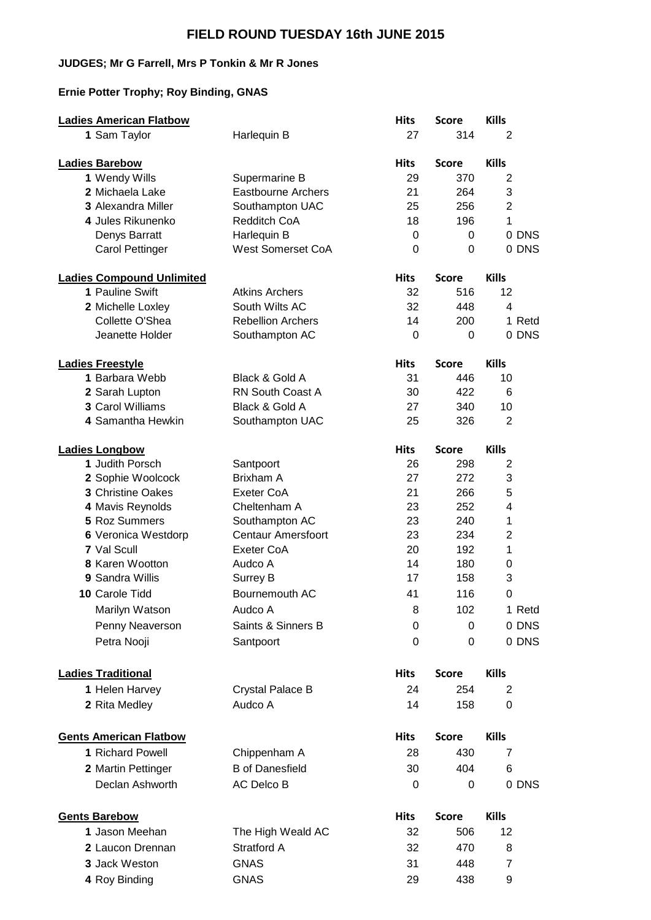# FIELD ROUND TUESDAY 16th JUNE 2015

**JUDGES; Mr G Farrell, Mrs P Tonkin & Mr R Jones**

**Ernie Potter Trophy; Roy Binding, GNAS**

| **Ladies American Flatbow** | | | **Hits** | **Score** | **Kills** | |
|---|---|---|---|---|---|---|
| 1 | Sam Taylor | Harlequin B | 27 | 314 | 2 | |

| **Ladies Barebow** | | | **Hits** | **Score** | **Kills** | |
|---|---|---|---|---|---|---|
| 1 | Wendy Wills | Supermarine B | 29 | 370 | 2 | |
| 2 | Michaela Lake | Eastbourne Archers | 21 | 264 | 3 | |
| 3 | Alexandra Miller | Southampton UAC | 25 | 256 | 2 | |
| 4 | Jules Rikunenko | Redditch CoA | 18 | 196 | 1 | |
| | Denys Barratt | Harlequin B | 0 | 0 | 0 | DNS |
| | Carol Pettinger | West Somerset CoA | 0 | 0 | 0 | DNS |

| **Ladies Compound Unlimited** | | | **Hits** | **Score** | **Kills** | |
|---|---|---|---|---|---|---|
| 1 | Pauline Swift | Atkins Archers | 32 | 516 | 12 | |
| 2 | Michelle Loxley | South Wilts AC | 32 | 448 | 4 | |
| | Collette O'Shea | Rebellion Archers | 14 | 200 | 1 | Retd |
| | Jeanette Holder | Southampton AC | 0 | 0 | 0 | DNS |

| **Ladies Freestyle** | | | **Hits** | **Score** | **Kills** | |
|---|---|---|---|---|---|---|
| 1 | Barbara Webb | Black & Gold A | 31 | 446 | 10 | |
| 2 | Sarah Lupton | RN South Coast A | 30 | 422 | 6 | |
| 3 | Carol Williams | Black & Gold A | 27 | 340 | 10 | |
| 4 | Samantha Hewkin | Southampton UAC | 25 | 326 | 2 | |

| **Ladies Longbow** | | | **Hits** | **Score** | **Kills** | |
|---|---|---|---|---|---|---|
| 1 | Judith Porsch | Santpoort | 26 | 298 | 2 | |
| 2 | Sophie Woolcock | Brixham A | 27 | 272 | 3 | |
| 3 | Christine Oakes | Exeter CoA | 21 | 266 | 5 | |
| 4 | Mavis Reynolds | Cheltenham A | 23 | 252 | 4 | |
| 5 | Roz Summers | Southampton AC | 23 | 240 | 1 | |
| 6 | Veronica Westdorp | Centaur Amersfoort | 23 | 234 | 2 | |
| 7 | Val Scull | Exeter CoA | 20 | 192 | 1 | |
| 8 | Karen Wootton | Audco A | 14 | 180 | 0 | |
| 9 | Sandra Willis | Surrey B | 17 | 158 | 3 | |
| 10 | Carole Tidd | Bournemouth AC | 41 | 116 | 0 | |
| | Marilyn Watson | Audco A | 8 | 102 | 1 | Retd |
| | Penny Neaverson | Saints & Sinners B | 0 | 0 | 0 | DNS |
| | Petra Nooji | Santpoort | 0 | 0 | 0 | DNS |

| **Ladies Traditional** | | | **Hits** | **Score** | **Kills** | |
|---|---|---|---|---|---|---|
| 1 | Helen Harvey | Crystal Palace B | 24 | 254 | 2 | |
| 2 | Rita Medley | Audco A | 14 | 158 | 0 | |

| **Gents American Flatbow** | | | **Hits** | **Score** | **Kills** | |
|---|---|---|---|---|---|---|
| 1 | Richard Powell | Chippenham A | 28 | 430 | 7 | |
| 2 | Martin Pettinger | B of Danesfield | 30 | 404 | 6 | |
| | Declan Ashworth | AC Delco B | 0 | 0 | 0 | DNS |

| **Gents Barebow** | | | **Hits** | **Score** | **Kills** | |
|---|---|---|---|---|---|---|
| 1 | Jason Meehan | The High Weald AC | 32 | 506 | 12 | |
| 2 | Laucon Drennan | Stratford A | 32 | 470 | 8 | |
| 3 | Jack Weston | GNAS | 31 | 448 | 7 | |
| 4 | Roy Binding | GNAS | 29 | 438 | 9 | |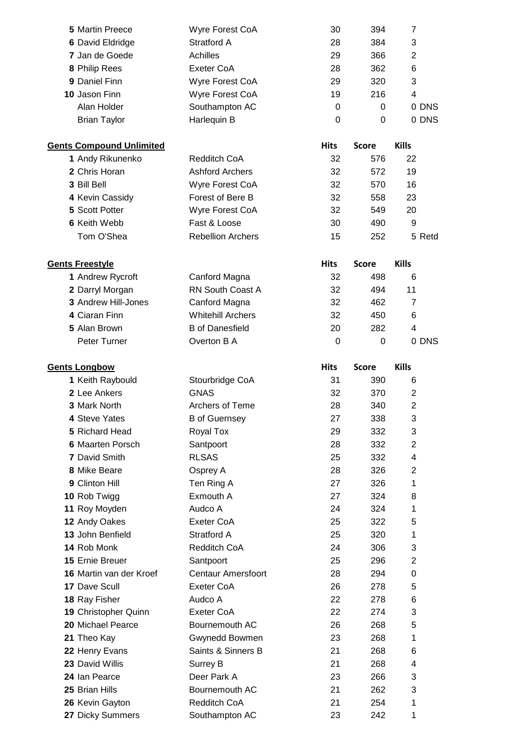| | | | Hits | Score | Kills | |
|---|---|---|---|---|---|---|
| 5 | Martin Preece | Wyre Forest CoA | 30 | 394 | 7 | |
| 6 | David Eldridge | Stratford A | 28 | 384 | 3 | |
| 7 | Jan de Goede | Achilles | 29 | 366 | 2 | |
| 8 | Philip Rees | Exeter CoA | 28 | 362 | 6 | |
| 9 | Daniel Finn | Wyre Forest CoA | 29 | 320 | 3 | |
| 10 | Jason Finn | Wyre Forest CoA | 19 | 216 | 4 | |
| | Alan Holder | Southampton AC | 0 | 0 | 0 | DNS |
| | Brian Taylor | Harlequin B | 0 | 0 | 0 | DNS |

**Gents Compound Unlimited**

| | | | Hits | Score | Kills | |
|---|---|---|---|---|---|---|
| 1 | Andy Rikunenko | Redditch CoA | 32 | 576 | 22 | |
| 2 | Chris Horan | Ashford Archers | 32 | 572 | 19 | |
| 3 | Bill Bell | Wyre Forest CoA | 32 | 570 | 16 | |
| 4 | Kevin Cassidy | Forest of Bere B | 32 | 558 | 23 | |
| 5 | Scott Potter | Wyre Forest CoA | 32 | 549 | 20 | |
| 6 | Keith Webb | Fast & Loose | 30 | 490 | 9 | |
| | Tom O'Shea | Rebellion Archers | 15 | 252 | 5 | Retd |

**Gents Freestyle**

| | | | Hits | Score | Kills | |
|---|---|---|---|---|---|---|
| 1 | Andrew Rycroft | Canford Magna | 32 | 498 | 6 | |
| 2 | Darryl Morgan | RN South Coast A | 32 | 494 | 11 | |
| 3 | Andrew Hill-Jones | Canford Magna | 32 | 462 | 7 | |
| 4 | Ciaran Finn | Whitehill Archers | 32 | 450 | 6 | |
| 5 | Alan Brown | B of Danesfield | 20 | 282 | 4 | |
| | Peter Turner | Overton B A | 0 | 0 | 0 | DNS |

**Gents Longbow**

| | | | Hits | Score | Kills |
|---|---|---|---|---|---|
| 1 | Keith Raybould | Stourbridge CoA | 31 | 390 | 6 |
| 2 | Lee Ankers | GNAS | 32 | 370 | 2 |
| 3 | Mark North | Archers of Teme | 28 | 340 | 2 |
| 4 | Steve Yates | B of Guernsey | 27 | 338 | 3 |
| 5 | Richard Head | Royal Tox | 29 | 332 | 3 |
| 6 | Maarten Porsch | Santpoort | 28 | 332 | 2 |
| 7 | David Smith | RLSAS | 25 | 332 | 4 |
| 8 | Mike Beare | Osprey A | 28 | 326 | 2 |
| 9 | Clinton Hill | Ten Ring A | 27 | 326 | 1 |
| 10 | Rob Twigg | Exmouth A | 27 | 324 | 8 |
| 11 | Roy Moyden | Audco A | 24 | 324 | 1 |
| 12 | Andy Oakes | Exeter CoA | 25 | 322 | 5 |
| 13 | John Benfield | Stratford A | 25 | 320 | 1 |
| 14 | Rob Monk | Redditch CoA | 24 | 306 | 3 |
| 15 | Ernie Breuer | Santpoort | 25 | 296 | 2 |
| 16 | Martin van der Kroef | Centaur Amersfoort | 28 | 294 | 0 |
| 17 | Dave Scull | Exeter CoA | 26 | 278 | 5 |
| 18 | Ray Fisher | Audco A | 22 | 278 | 6 |
| 19 | Christopher Quinn | Exeter CoA | 22 | 274 | 3 |
| 20 | Michael Pearce | Bournemouth AC | 26 | 268 | 5 |
| 21 | Theo Kay | Gwynedd Bowmen | 23 | 268 | 1 |
| 22 | Henry Evans | Saints & Sinners B | 21 | 268 | 6 |
| 23 | David Willis | Surrey B | 21 | 268 | 4 |
| 24 | Ian Pearce | Deer Park A | 23 | 266 | 3 |
| 25 | Brian Hills | Bournemouth AC | 21 | 262 | 3 |
| 26 | Kevin Gayton | Redditch CoA | 21 | 254 | 1 |
| 27 | Dicky Summers | Southampton AC | 23 | 242 | 1 |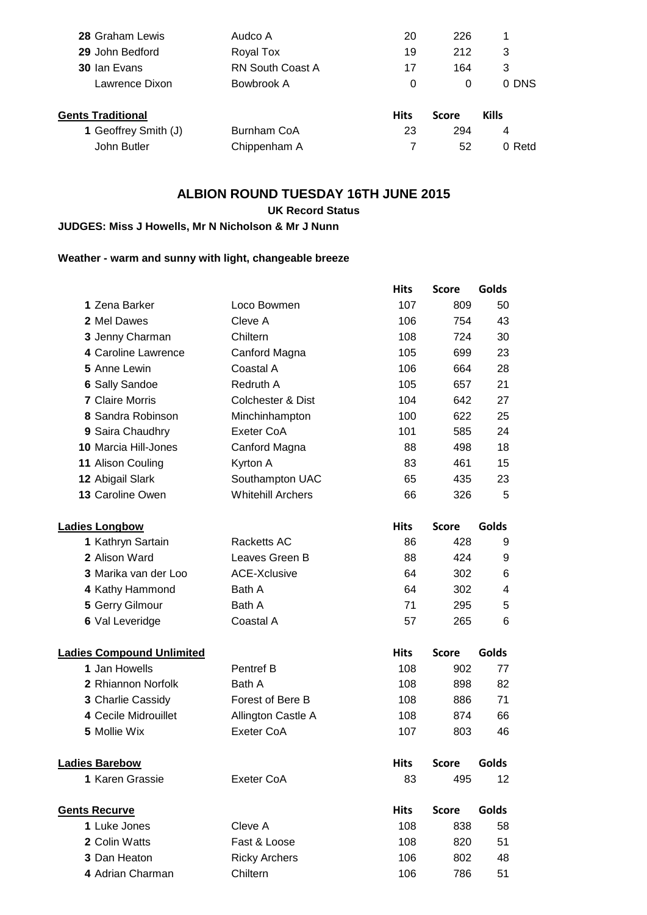| | | Hits | Score | Kills |
|---|---|---|---|---|
| 28 Graham Lewis | Audco A | 20 | 226 | 1 |
| 29 John Bedford | Royal Tox | 19 | 212 | 3 |
| 30 Ian Evans | RN South Coast A | 17 | 164 | 3 |
| Lawrence Dixon | Bowbrook A | 0 | 0 | 0 DNS |

| **Gents Traditional** | | **Hits** | **Score** | **Kills** |
|---|---|---|---|---|
| 1 Geoffrey Smith (J) | Burnham CoA | 23 | 294 | 4 |
| John Butler | Chippenham A | 7 | 52 | 0 Retd |

## ALBION ROUND TUESDAY 16TH JUNE 2015

**UK Record Status**

**JUDGES: Miss J Howells, Mr N Nicholson & Mr J Nunn**

**Weather - warm and sunny with light, changeable breeze**

| | | **Hits** | **Score** | **Golds** |
|---|---|---|---|---|
| 1 Zena Barker | Loco Bowmen | 107 | 809 | 50 |
| 2 Mel Dawes | Cleve A | 106 | 754 | 43 |
| 3 Jenny Charman | Chiltern | 108 | 724 | 30 |
| 4 Caroline Lawrence | Canford Magna | 105 | 699 | 23 |
| 5 Anne Lewin | Coastal A | 106 | 664 | 28 |
| 6 Sally Sandoe | Redruth A | 105 | 657 | 21 |
| 7 Claire Morris | Colchester & Dist | 104 | 642 | 27 |
| 8 Sandra Robinson | Minchinhampton | 100 | 622 | 25 |
| 9 Saira Chaudhry | Exeter CoA | 101 | 585 | 24 |
| 10 Marcia Hill-Jones | Canford Magna | 88 | 498 | 18 |
| 11 Alison Couling | Kyrton A | 83 | 461 | 15 |
| 12 Abigail Slark | Southampton UAC | 65 | 435 | 23 |
| 13 Caroline Owen | Whitehill Archers | 66 | 326 | 5 |

| **Ladies Longbow** | | **Hits** | **Score** | **Golds** |
|---|---|---|---|---|
| 1 Kathryn Sartain | Racketts AC | 86 | 428 | 9 |
| 2 Alison Ward | Leaves Green B | 88 | 424 | 9 |
| 3 Marika van der Loo | ACE-Xclusive | 64 | 302 | 6 |
| 4 Kathy Hammond | Bath A | 64 | 302 | 4 |
| 5 Gerry Gilmour | Bath A | 71 | 295 | 5 |
| 6 Val Leveridge | Coastal A | 57 | 265 | 6 |

| **Ladies Compound Unlimited** | | **Hits** | **Score** | **Golds** |
|---|---|---|---|---|
| 1 Jan Howells | Pentref B | 108 | 902 | 77 |
| 2 Rhiannon Norfolk | Bath A | 108 | 898 | 82 |
| 3 Charlie Cassidy | Forest of Bere B | 108 | 886 | 71 |
| 4 Cecile Midrouillet | Allington Castle A | 108 | 874 | 66 |
| 5 Mollie Wix | Exeter CoA | 107 | 803 | 46 |

| **Ladies Barebow** | | **Hits** | **Score** | **Golds** |
|---|---|---|---|---|
| 1 Karen Grassie | Exeter CoA | 83 | 495 | 12 |

| **Gents Recurve** | | **Hits** | **Score** | **Golds** |
|---|---|---|---|---|
| 1 Luke Jones | Cleve A | 108 | 838 | 58 |
| 2 Colin Watts | Fast & Loose | 108 | 820 | 51 |
| 3 Dan Heaton | Ricky Archers | 106 | 802 | 48 |
| 4 Adrian Charman | Chiltern | 106 | 786 | 51 |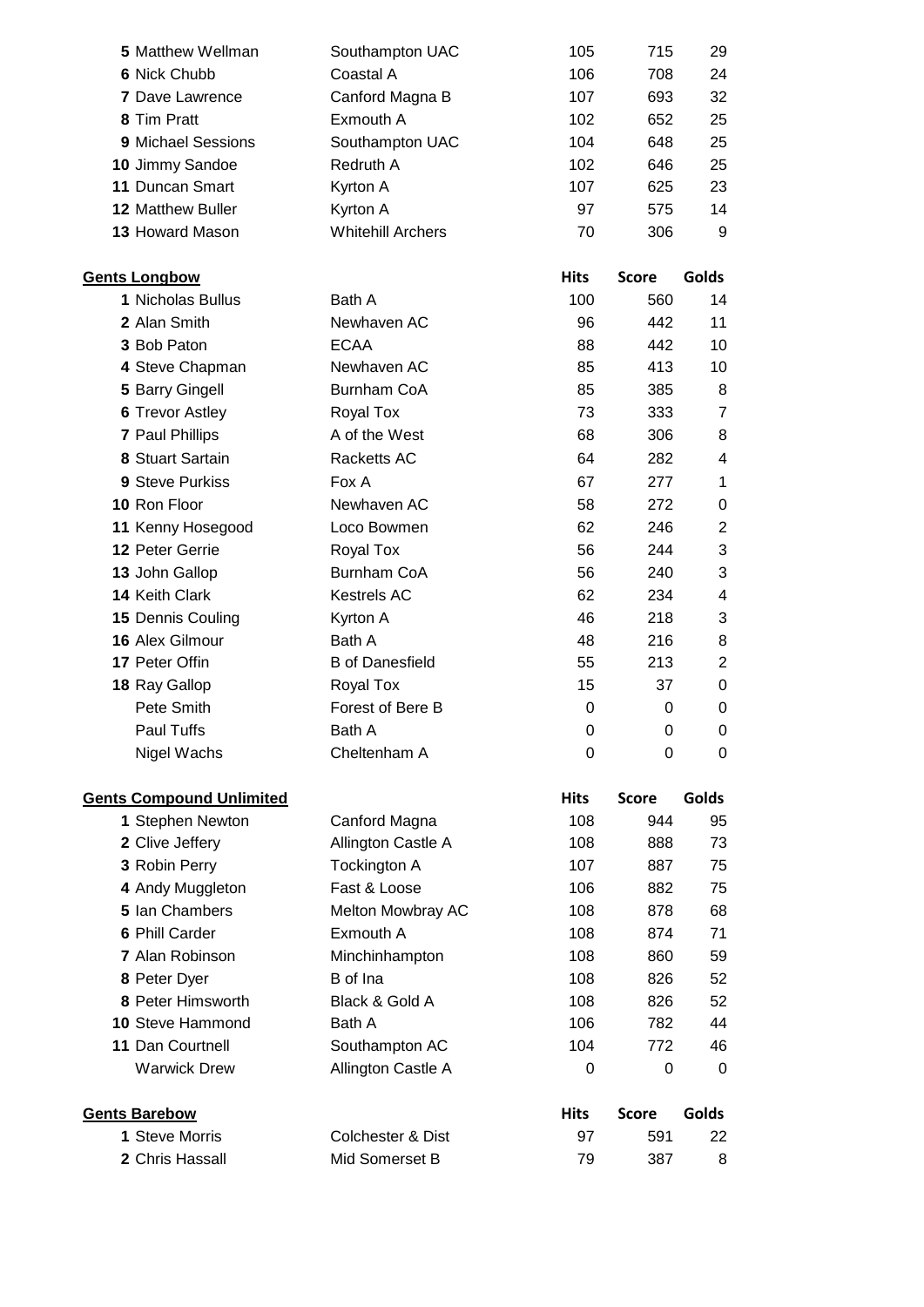| | | Hits | Score | Golds |
|---|---|---|---|---|
| **5** Matthew Wellman | Southampton UAC | 105 | 715 | 29 |
| **6** Nick Chubb | Coastal A | 106 | 708 | 24 |
| **7** Dave Lawrence | Canford Magna B | 107 | 693 | 32 |
| **8** Tim Pratt | Exmouth A | 102 | 652 | 25 |
| **9** Michael Sessions | Southampton UAC | 104 | 648 | 25 |
| **10** Jimmy Sandoe | Redruth A | 102 | 646 | 25 |
| **11** Duncan Smart | Kyrton A | 107 | 625 | 23 |
| **12** Matthew Buller | Kyrton A | 97 | 575 | 14 |
| **13** Howard Mason | Whitehill Archers | 70 | 306 | 9 |

| **Gents Longbow** | | **Hits** | **Score** | **Golds** |
|---|---|---|---|---|
| **1** Nicholas Bullus | Bath A | 100 | 560 | 14 |
| **2** Alan Smith | Newhaven AC | 96 | 442 | 11 |
| **3** Bob Paton | ECAA | 88 | 442 | 10 |
| **4** Steve Chapman | Newhaven AC | 85 | 413 | 10 |
| **5** Barry Gingell | Burnham CoA | 85 | 385 | 8 |
| **6** Trevor Astley | Royal Tox | 73 | 333 | 7 |
| **7** Paul Phillips | A of the West | 68 | 306 | 8 |
| **8** Stuart Sartain | Racketts AC | 64 | 282 | 4 |
| **9** Steve Purkiss | Fox A | 67 | 277 | 1 |
| **10** Ron Floor | Newhaven AC | 58 | 272 | 0 |
| **11** Kenny Hosegood | Loco Bowmen | 62 | 246 | 2 |
| **12** Peter Gerrie | Royal Tox | 56 | 244 | 3 |
| **13** John Gallop | Burnham CoA | 56 | 240 | 3 |
| **14** Keith Clark | Kestrels AC | 62 | 234 | 4 |
| **15** Dennis Couling | Kyrton A | 46 | 218 | 3 |
| **16** Alex Gilmour | Bath A | 48 | 216 | 8 |
| **17** Peter Offin | B of Danesfield | 55 | 213 | 2 |
| **18** Ray Gallop | Royal Tox | 15 | 37 | 0 |
| Pete Smith | Forest of Bere B | 0 | 0 | 0 |
| Paul Tuffs | Bath A | 0 | 0 | 0 |
| Nigel Wachs | Cheltenham A | 0 | 0 | 0 |

| **Gents Compound Unlimited** | | **Hits** | **Score** | **Golds** |
|---|---|---|---|---|
| **1** Stephen Newton | Canford Magna | 108 | 944 | 95 |
| **2** Clive Jeffery | Allington Castle A | 108 | 888 | 73 |
| **3** Robin Perry | Tockington A | 107 | 887 | 75 |
| **4** Andy Muggleton | Fast & Loose | 106 | 882 | 75 |
| **5** Ian Chambers | Melton Mowbray AC | 108 | 878 | 68 |
| **6** Phill Carder | Exmouth A | 108 | 874 | 71 |
| **7** Alan Robinson | Minchinhampton | 108 | 860 | 59 |
| **8** Peter Dyer | B of Ina | 108 | 826 | 52 |
| **8** Peter Himsworth | Black & Gold A | 108 | 826 | 52 |
| **10** Steve Hammond | Bath A | 106 | 782 | 44 |
| **11** Dan Courtnell | Southampton AC | 104 | 772 | 46 |
| Warwick Drew | Allington Castle A | 0 | 0 | 0 |

| **Gents Barebow** | | **Hits** | **Score** | **Golds** |
|---|---|---|---|---|
| **1** Steve Morris | Colchester & Dist | 97 | 591 | 22 |
| **2** Chris Hassall | Mid Somerset B | 79 | 387 | 8 |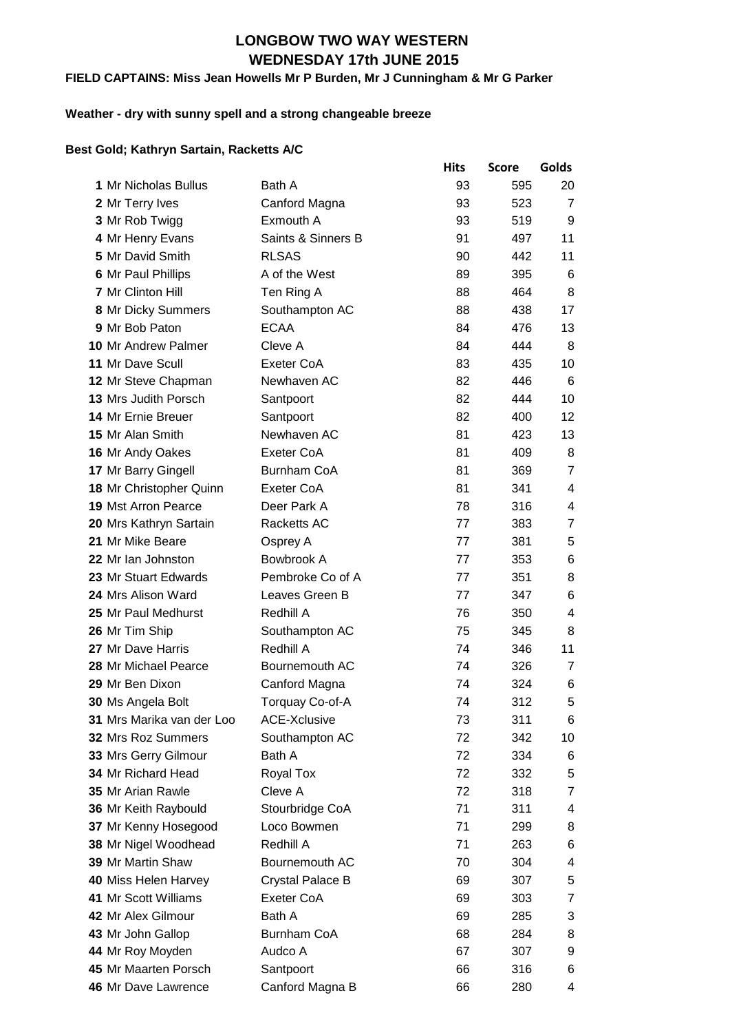# LONGBOW TWO WAY WESTERN
# WEDNESDAY 17th JUNE 2015

**FIELD CAPTAINS: Miss Jean Howells Mr P Burden, Mr J Cunningham & Mr G Parker**

**Weather - dry with sunny spell and a strong changeable breeze**

**Best Gold; Kathryn Sartain, Racketts A/C**

| | Name | Club | Hits | Score | Golds |
|---|---|---|---|---|---|
| 1 | Mr Nicholas Bullus | Bath A | 93 | 595 | 20 |
| 2 | Mr Terry Ives | Canford Magna | 93 | 523 | 7 |
| 3 | Mr Rob Twigg | Exmouth A | 93 | 519 | 9 |
| 4 | Mr Henry Evans | Saints & Sinners B | 91 | 497 | 11 |
| 5 | Mr David Smith | RLSAS | 90 | 442 | 11 |
| 6 | Mr Paul Phillips | A of the West | 89 | 395 | 6 |
| 7 | Mr Clinton Hill | Ten Ring A | 88 | 464 | 8 |
| 8 | Mr Dicky Summers | Southampton AC | 88 | 438 | 17 |
| 9 | Mr Bob Paton | ECAA | 84 | 476 | 13 |
| 10 | Mr Andrew Palmer | Cleve A | 84 | 444 | 8 |
| 11 | Mr Dave Scull | Exeter CoA | 83 | 435 | 10 |
| 12 | Mr Steve Chapman | Newhaven AC | 82 | 446 | 6 |
| 13 | Mrs Judith Porsch | Santpoort | 82 | 444 | 10 |
| 14 | Mr Ernie Breuer | Santpoort | 82 | 400 | 12 |
| 15 | Mr Alan Smith | Newhaven AC | 81 | 423 | 13 |
| 16 | Mr Andy Oakes | Exeter CoA | 81 | 409 | 8 |
| 17 | Mr Barry Gingell | Burnham CoA | 81 | 369 | 7 |
| 18 | Mr Christopher Quinn | Exeter CoA | 81 | 341 | 4 |
| 19 | Mst Arron Pearce | Deer Park A | 78 | 316 | 4 |
| 20 | Mrs Kathryn Sartain | Racketts AC | 77 | 383 | 7 |
| 21 | Mr Mike Beare | Osprey A | 77 | 381 | 5 |
| 22 | Mr Ian Johnston | Bowbrook A | 77 | 353 | 6 |
| 23 | Mr Stuart Edwards | Pembroke Co of A | 77 | 351 | 8 |
| 24 | Mrs Alison Ward | Leaves Green B | 77 | 347 | 6 |
| 25 | Mr Paul Medhurst | Redhill A | 76 | 350 | 4 |
| 26 | Mr Tim Ship | Southampton AC | 75 | 345 | 8 |
| 27 | Mr Dave Harris | Redhill A | 74 | 346 | 11 |
| 28 | Mr Michael Pearce | Bournemouth AC | 74 | 326 | 7 |
| 29 | Mr Ben Dixon | Canford Magna | 74 | 324 | 6 |
| 30 | Ms Angela Bolt | Torquay Co-of-A | 74 | 312 | 5 |
| 31 | Mrs Marika van der Loo | ACE-Xclusive | 73 | 311 | 6 |
| 32 | Mrs Roz Summers | Southampton AC | 72 | 342 | 10 |
| 33 | Mrs Gerry Gilmour | Bath A | 72 | 334 | 6 |
| 34 | Mr Richard Head | Royal Tox | 72 | 332 | 5 |
| 35 | Mr Arian Rawle | Cleve A | 72 | 318 | 7 |
| 36 | Mr Keith Raybould | Stourbridge CoA | 71 | 311 | 4 |
| 37 | Mr Kenny Hosegood | Loco Bowmen | 71 | 299 | 8 |
| 38 | Mr Nigel Woodhead | Redhill A | 71 | 263 | 6 |
| 39 | Mr Martin Shaw | Bournemouth AC | 70 | 304 | 4 |
| 40 | Miss Helen Harvey | Crystal Palace B | 69 | 307 | 5 |
| 41 | Mr Scott Williams | Exeter CoA | 69 | 303 | 7 |
| 42 | Mr Alex Gilmour | Bath A | 69 | 285 | 3 |
| 43 | Mr John Gallop | Burnham CoA | 68 | 284 | 8 |
| 44 | Mr Roy Moyden | Audco A | 67 | 307 | 9 |
| 45 | Mr Maarten Porsch | Santpoort | 66 | 316 | 6 |
| 46 | Mr Dave Lawrence | Canford Magna B | 66 | 280 | 4 |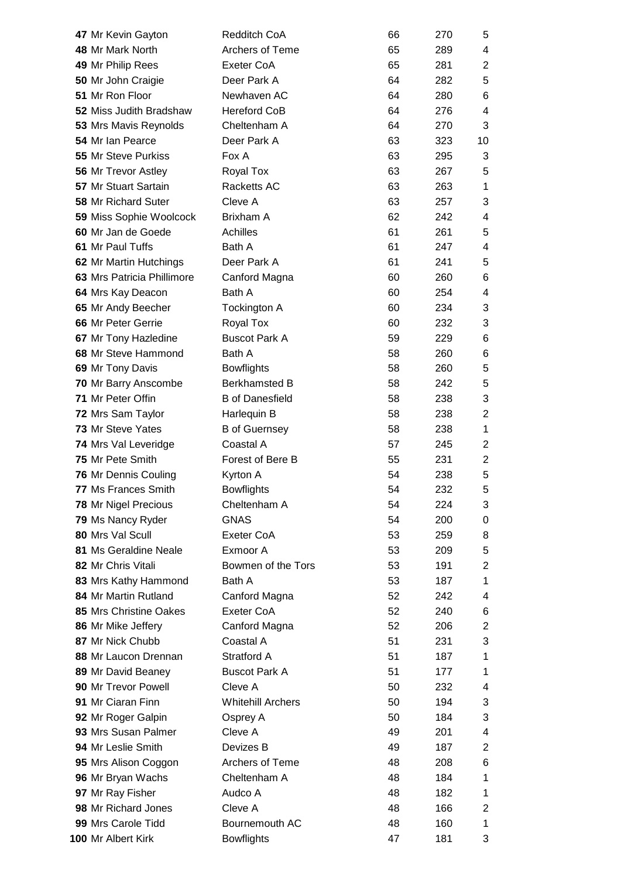| | | | | |
|---|---|---|---|---|
| **47** Mr Kevin Gayton | Redditch CoA | 66 | 270 | 5 |
| **48** Mr Mark North | Archers of Teme | 65 | 289 | 4 |
| **49** Mr Philip Rees | Exeter CoA | 65 | 281 | 2 |
| **50** Mr John Craigie | Deer Park A | 64 | 282 | 5 |
| **51** Mr Ron Floor | Newhaven AC | 64 | 280 | 6 |
| **52** Miss Judith Bradshaw | Hereford CoB | 64 | 276 | 4 |
| **53** Mrs Mavis Reynolds | Cheltenham A | 64 | 270 | 3 |
| **54** Mr Ian Pearce | Deer Park A | 63 | 323 | 10 |
| **55** Mr Steve Purkiss | Fox A | 63 | 295 | 3 |
| **56** Mr Trevor Astley | Royal Tox | 63 | 267 | 5 |
| **57** Mr Stuart Sartain | Racketts AC | 63 | 263 | 1 |
| **58** Mr Richard Suter | Cleve A | 63 | 257 | 3 |
| **59** Miss Sophie Woolcock | Brixham A | 62 | 242 | 4 |
| **60** Mr Jan de Goede | Achilles | 61 | 261 | 5 |
| **61** Mr Paul Tuffs | Bath A | 61 | 247 | 4 |
| **62** Mr Martin Hutchings | Deer Park A | 61 | 241 | 5 |
| **63** Mrs Patricia Phillimore | Canford Magna | 60 | 260 | 6 |
| **64** Mrs Kay Deacon | Bath A | 60 | 254 | 4 |
| **65** Mr Andy Beecher | Tockington A | 60 | 234 | 3 |
| **66** Mr Peter Gerrie | Royal Tox | 60 | 232 | 3 |
| **67** Mr Tony Hazledine | Buscot Park A | 59 | 229 | 6 |
| **68** Mr Steve Hammond | Bath A | 58 | 260 | 6 |
| **69** Mr Tony Davis | Bowflights | 58 | 260 | 5 |
| **70** Mr Barry Anscombe | Berkhamsted B | 58 | 242 | 5 |
| **71** Mr Peter Offin | B of Danesfield | 58 | 238 | 3 |
| **72** Mrs Sam Taylor | Harlequin B | 58 | 238 | 2 |
| **73** Mr Steve Yates | B of Guernsey | 58 | 238 | 1 |
| **74** Mrs Val Leveridge | Coastal A | 57 | 245 | 2 |
| **75** Mr Pete Smith | Forest of Bere B | 55 | 231 | 2 |
| **76** Mr Dennis Couling | Kyrton A | 54 | 238 | 5 |
| **77** Ms Frances Smith | Bowflights | 54 | 232 | 5 |
| **78** Mr Nigel Precious | Cheltenham A | 54 | 224 | 3 |
| **79** Ms Nancy Ryder | GNAS | 54 | 200 | 0 |
| **80** Mrs Val Scull | Exeter CoA | 53 | 259 | 8 |
| **81** Ms Geraldine Neale | Exmoor A | 53 | 209 | 5 |
| **82** Mr Chris Vitali | Bowmen of the Tors | 53 | 191 | 2 |
| **83** Mrs Kathy Hammond | Bath A | 53 | 187 | 1 |
| **84** Mr Martin Rutland | Canford Magna | 52 | 242 | 4 |
| **85** Mrs Christine Oakes | Exeter CoA | 52 | 240 | 6 |
| **86** Mr Mike Jeffery | Canford Magna | 52 | 206 | 2 |
| **87** Mr Nick Chubb | Coastal A | 51 | 231 | 3 |
| **88** Mr Laucon Drennan | Stratford A | 51 | 187 | 1 |
| **89** Mr David Beaney | Buscot Park A | 51 | 177 | 1 |
| **90** Mr Trevor Powell | Cleve A | 50 | 232 | 4 |
| **91** Mr Ciaran Finn | Whitehill Archers | 50 | 194 | 3 |
| **92** Mr Roger Galpin | Osprey A | 50 | 184 | 3 |
| **93** Mrs Susan Palmer | Cleve A | 49 | 201 | 4 |
| **94** Mr Leslie Smith | Devizes B | 49 | 187 | 2 |
| **95** Mrs Alison Coggon | Archers of Teme | 48 | 208 | 6 |
| **96** Mr Bryan Wachs | Cheltenham A | 48 | 184 | 1 |
| **97** Mr Ray Fisher | Audco A | 48 | 182 | 1 |
| **98** Mr Richard Jones | Cleve A | 48 | 166 | 2 |
| **99** Mrs Carole Tidd | Bournemouth AC | 48 | 160 | 1 |
| **100** Mr Albert Kirk | Bowflights | 47 | 181 | 3 |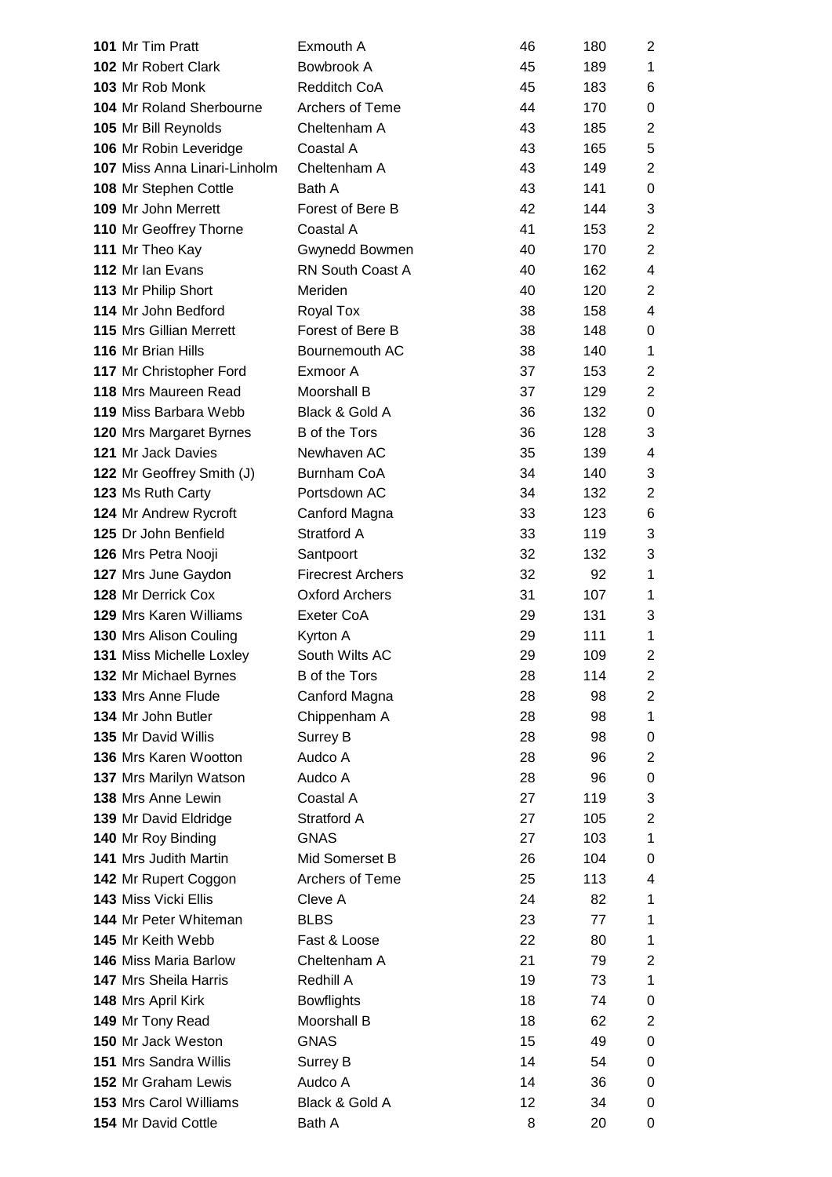| | | | | | |
|---|---|---|---|---|---|
| **101** | Mr Tim Pratt | Exmouth A | 46 | 180 | 2 |
| **102** | Mr Robert Clark | Bowbrook A | 45 | 189 | 1 |
| **103** | Mr Rob Monk | Redditch CoA | 45 | 183 | 6 |
| **104** | Mr Roland Sherbourne | Archers of Teme | 44 | 170 | 0 |
| **105** | Mr Bill Reynolds | Cheltenham A | 43 | 185 | 2 |
| **106** | Mr Robin Leveridge | Coastal A | 43 | 165 | 5 |
| **107** | Miss Anna Linari-Linholm | Cheltenham A | 43 | 149 | 2 |
| **108** | Mr Stephen Cottle | Bath A | 43 | 141 | 0 |
| **109** | Mr John Merrett | Forest of Bere B | 42 | 144 | 3 |
| **110** | Mr Geoffrey Thorne | Coastal A | 41 | 153 | 2 |
| **111** | Mr Theo Kay | Gwynedd Bowmen | 40 | 170 | 2 |
| **112** | Mr Ian Evans | RN South Coast A | 40 | 162 | 4 |
| **113** | Mr Philip Short | Meriden | 40 | 120 | 2 |
| **114** | Mr John Bedford | Royal Tox | 38 | 158 | 4 |
| **115** | Mrs Gillian Merrett | Forest of Bere B | 38 | 148 | 0 |
| **116** | Mr Brian Hills | Bournemouth AC | 38 | 140 | 1 |
| **117** | Mr Christopher Ford | Exmoor A | 37 | 153 | 2 |
| **118** | Mrs Maureen Read | Moorshall B | 37 | 129 | 2 |
| **119** | Miss Barbara Webb | Black & Gold A | 36 | 132 | 0 |
| **120** | Mrs Margaret Byrnes | B of the Tors | 36 | 128 | 3 |
| **121** | Mr Jack Davies | Newhaven AC | 35 | 139 | 4 |
| **122** | Mr Geoffrey Smith (J) | Burnham CoA | 34 | 140 | 3 |
| **123** | Ms Ruth Carty | Portsdown AC | 34 | 132 | 2 |
| **124** | Mr Andrew Rycroft | Canford Magna | 33 | 123 | 6 |
| **125** | Dr John Benfield | Stratford A | 33 | 119 | 3 |
| **126** | Mrs Petra Nooji | Santpoort | 32 | 132 | 3 |
| **127** | Mrs June Gaydon | Firecrest Archers | 32 | 92 | 1 |
| **128** | Mr Derrick Cox | Oxford Archers | 31 | 107 | 1 |
| **129** | Mrs Karen Williams | Exeter CoA | 29 | 131 | 3 |
| **130** | Mrs Alison Couling | Kyrton A | 29 | 111 | 1 |
| **131** | Miss Michelle Loxley | South Wilts AC | 29 | 109 | 2 |
| **132** | Mr Michael Byrnes | B of the Tors | 28 | 114 | 2 |
| **133** | Mrs Anne Flude | Canford Magna | 28 | 98 | 2 |
| **134** | Mr John Butler | Chippenham A | 28 | 98 | 1 |
| **135** | Mr David Willis | Surrey B | 28 | 98 | 0 |
| **136** | Mrs Karen Wootton | Audco A | 28 | 96 | 2 |
| **137** | Mrs Marilyn Watson | Audco A | 28 | 96 | 0 |
| **138** | Mrs Anne Lewin | Coastal A | 27 | 119 | 3 |
| **139** | Mr David Eldridge | Stratford A | 27 | 105 | 2 |
| **140** | Mr Roy Binding | GNAS | 27 | 103 | 1 |
| **141** | Mrs Judith Martin | Mid Somerset B | 26 | 104 | 0 |
| **142** | Mr Rupert Coggon | Archers of Teme | 25 | 113 | 4 |
| **143** | Miss Vicki Ellis | Cleve A | 24 | 82 | 1 |
| **144** | Mr Peter Whiteman | BLBS | 23 | 77 | 1 |
| **145** | Mr Keith Webb | Fast & Loose | 22 | 80 | 1 |
| **146** | Miss Maria Barlow | Cheltenham A | 21 | 79 | 2 |
| **147** | Mrs Sheila Harris | Redhill A | 19 | 73 | 1 |
| **148** | Mrs April Kirk | Bowflights | 18 | 74 | 0 |
| **149** | Mr Tony Read | Moorshall B | 18 | 62 | 2 |
| **150** | Mr Jack Weston | GNAS | 15 | 49 | 0 |
| **151** | Mrs Sandra Willis | Surrey B | 14 | 54 | 0 |
| **152** | Mr Graham Lewis | Audco A | 14 | 36 | 0 |
| **153** | Mrs Carol Williams | Black & Gold A | 12 | 34 | 0 |
| **154** | Mr David Cottle | Bath A | 8 | 20 | 0 |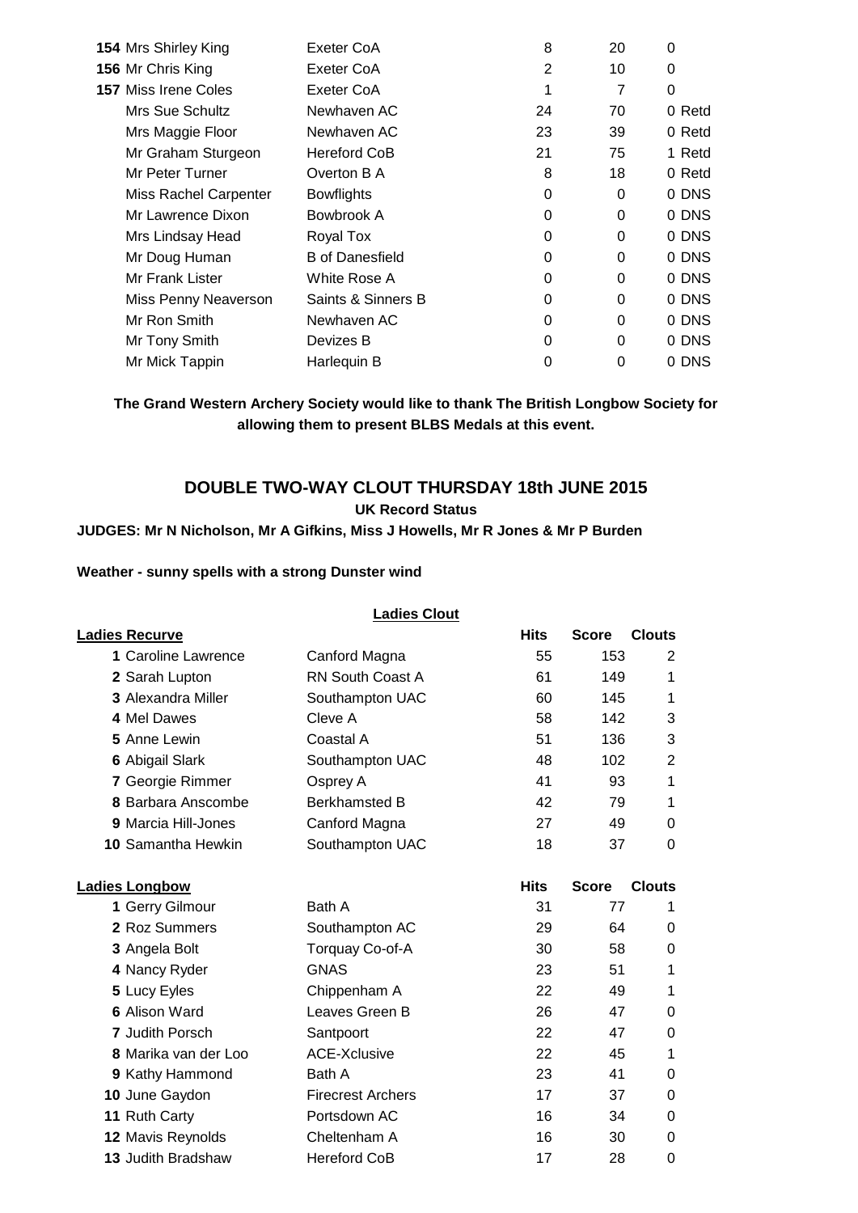| | | | | | |
|---|---|---|---|---|---|
| **154** | Mrs Shirley King | Exeter CoA | 8 | 20 | 0 |
| **156** | Mr Chris King | Exeter CoA | 2 | 10 | 0 |
| **157** | Miss Irene Coles | Exeter CoA | 1 | 7 | 0 |
| | Mrs Sue Schultz | Newhaven AC | 24 | 70 | 0 Retd |
| | Mrs Maggie Floor | Newhaven AC | 23 | 39 | 0 Retd |
| | Mr Graham Sturgeon | Hereford CoB | 21 | 75 | 1 Retd |
| | Mr Peter Turner | Overton B A | 8 | 18 | 0 Retd |
| | Miss Rachel Carpenter | Bowflights | 0 | 0 | 0 DNS |
| | Mr Lawrence Dixon | Bowbrook A | 0 | 0 | 0 DNS |
| | Mrs Lindsay Head | Royal Tox | 0 | 0 | 0 DNS |
| | Mr Doug Human | B of Danesfield | 0 | 0 | 0 DNS |
| | Mr Frank Lister | White Rose A | 0 | 0 | 0 DNS |
| | Miss Penny Neaverson | Saints & Sinners B | 0 | 0 | 0 DNS |
| | Mr Ron Smith | Newhaven AC | 0 | 0 | 0 DNS |
| | Mr Tony Smith | Devizes B | 0 | 0 | 0 DNS |
| | Mr Mick Tappin | Harlequin B | 0 | 0 | 0 DNS |

**The Grand Western Archery Society would like to thank The British Longbow Society for allowing them to present BLBS Medals at this event.**

## DOUBLE TWO-WAY CLOUT THURSDAY 18th JUNE 2015

**UK Record Status**

**JUDGES: Mr N Nicholson, Mr A Gifkins, Miss J Howells, Mr R Jones & Mr P Burden**

**Weather - sunny spells with a strong Dunster wind**

### Ladies Clout

| **Ladies Recurve** | | | **Hits** | **Score** | **Clouts** |
|---|---|---|---|---|---|
| **1** | Caroline Lawrence | Canford Magna | 55 | 153 | 2 |
| **2** | Sarah Lupton | RN South Coast A | 61 | 149 | 1 |
| **3** | Alexandra Miller | Southampton UAC | 60 | 145 | 1 |
| **4** | Mel Dawes | Cleve A | 58 | 142 | 3 |
| **5** | Anne Lewin | Coastal A | 51 | 136 | 3 |
| **6** | Abigail Slark | Southampton UAC | 48 | 102 | 2 |
| **7** | Georgie Rimmer | Osprey A | 41 | 93 | 1 |
| **8** | Barbara Anscombe | Berkhamsted B | 42 | 79 | 1 |
| **9** | Marcia Hill-Jones | Canford Magna | 27 | 49 | 0 |
| **10** | Samantha Hewkin | Southampton UAC | 18 | 37 | 0 |

| **Ladies Longbow** | | | **Hits** | **Score** | **Clouts** |
|---|---|---|---|---|---|
| **1** | Gerry Gilmour | Bath A | 31 | 77 | 1 |
| **2** | Roz Summers | Southampton AC | 29 | 64 | 0 |
| **3** | Angela Bolt | Torquay Co-of-A | 30 | 58 | 0 |
| **4** | Nancy Ryder | GNAS | 23 | 51 | 1 |
| **5** | Lucy Eyles | Chippenham A | 22 | 49 | 1 |
| **6** | Alison Ward | Leaves Green B | 26 | 47 | 0 |
| **7** | Judith Porsch | Santpoort | 22 | 47 | 0 |
| **8** | Marika van der Loo | ACE-Xclusive | 22 | 45 | 1 |
| **9** | Kathy Hammond | Bath A | 23 | 41 | 0 |
| **10** | June Gaydon | Firecrest Archers | 17 | 37 | 0 |
| **11** | Ruth Carty | Portsdown AC | 16 | 34 | 0 |
| **12** | Mavis Reynolds | Cheltenham A | 16 | 30 | 0 |
| **13** | Judith Bradshaw | Hereford CoB | 17 | 28 | 0 |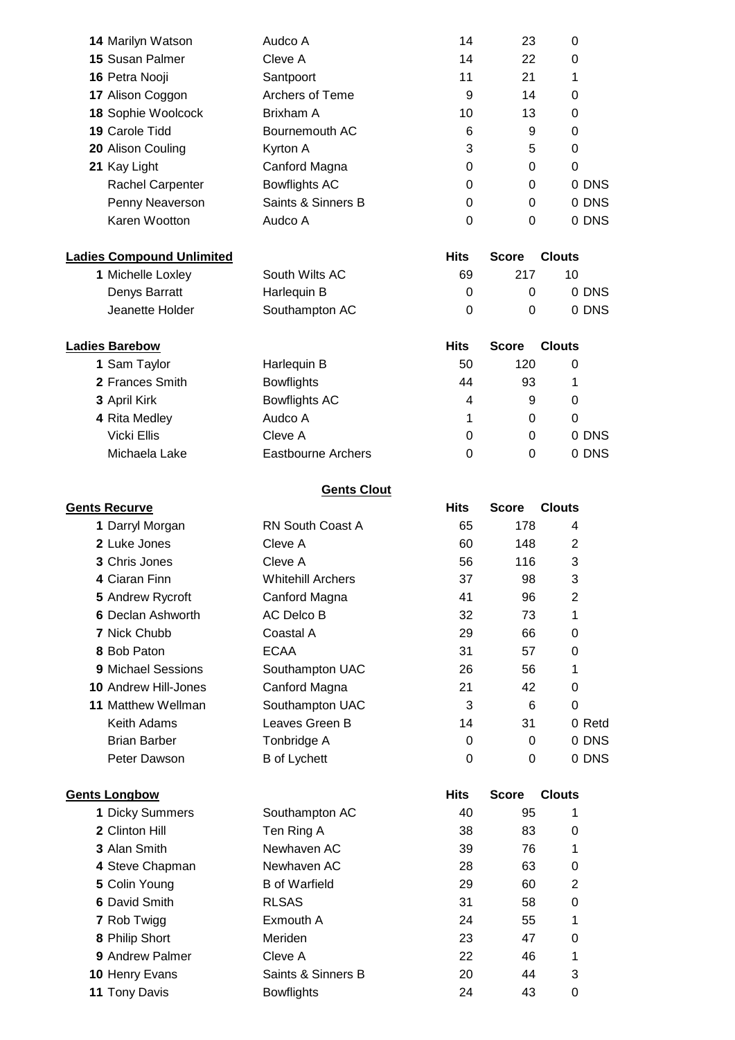| | | | Hits | Score | Clouts | |
|---|---|---|---|---|---|---|
| **14** | Marilyn Watson | Audco A | 14 | 23 | 0 | |
| **15** | Susan Palmer | Cleve A | 14 | 22 | 0 | |
| **16** | Petra Nooji | Santpoort | 11 | 21 | 1 | |
| **17** | Alison Coggon | Archers of Teme | 9 | 14 | 0 | |
| **18** | Sophie Woolcock | Brixham A | 10 | 13 | 0 | |
| **19** | Carole Tidd | Bournemouth AC | 6 | 9 | 0 | |
| **20** | Alison Couling | Kyrton A | 3 | 5 | 0 | |
| **21** | Kay Light | Canford Magna | 0 | 0 | 0 | |
| | Rachel Carpenter | Bowflights AC | 0 | 0 | 0 | DNS |
| | Penny Neaverson | Saints & Sinners B | 0 | 0 | 0 | DNS |
| | Karen Wootton | Audco A | 0 | 0 | 0 | DNS |

**Ladies Compound Unlimited**

| | | | Hits | Score | Clouts | |
|---|---|---|---|---|---|---|
| **1** | Michelle Loxley | South Wilts AC | 69 | 217 | 10 | |
| | Denys Barratt | Harlequin B | 0 | 0 | 0 | DNS |
| | Jeanette Holder | Southampton AC | 0 | 0 | 0 | DNS |

**Ladies Barebow**

| | | | Hits | Score | Clouts | |
|---|---|---|---|---|---|---|
| **1** | Sam Taylor | Harlequin B | 50 | 120 | 0 | |
| **2** | Frances Smith | Bowflights | 44 | 93 | 1 | |
| **3** | April Kirk | Bowflights AC | 4 | 9 | 0 | |
| **4** | Rita Medley | Audco A | 1 | 0 | 0 | |
| | Vicki Ellis | Cleve A | 0 | 0 | 0 | DNS |
| | Michaela Lake | Eastbourne Archers | 0 | 0 | 0 | DNS |

## Gents Clout

**Gents Recurve**

| | | | Hits | Score | Clouts | |
|---|---|---|---|---|---|---|
| **1** | Darryl Morgan | RN South Coast A | 65 | 178 | 4 | |
| **2** | Luke Jones | Cleve A | 60 | 148 | 2 | |
| **3** | Chris Jones | Cleve A | 56 | 116 | 3 | |
| **4** | Ciaran Finn | Whitehill Archers | 37 | 98 | 3 | |
| **5** | Andrew Rycroft | Canford Magna | 41 | 96 | 2 | |
| **6** | Declan Ashworth | AC Delco B | 32 | 73 | 1 | |
| **7** | Nick Chubb | Coastal A | 29 | 66 | 0 | |
| **8** | Bob Paton | ECAA | 31 | 57 | 0 | |
| **9** | Michael Sessions | Southampton UAC | 26 | 56 | 1 | |
| **10** | Andrew Hill-Jones | Canford Magna | 21 | 42 | 0 | |
| **11** | Matthew Wellman | Southampton UAC | 3 | 6 | 0 | |
| | Keith Adams | Leaves Green B | 14 | 31 | 0 | Retd |
| | Brian Barber | Tonbridge A | 0 | 0 | 0 | DNS |
| | Peter Dawson | B of Lychett | 0 | 0 | 0 | DNS |

**Gents Longbow**

| | | | Hits | Score | Clouts |
|---|---|---|---|---|---|
| **1** | Dicky Summers | Southampton AC | 40 | 95 | 1 |
| **2** | Clinton Hill | Ten Ring A | 38 | 83 | 0 |
| **3** | Alan Smith | Newhaven AC | 39 | 76 | 1 |
| **4** | Steve Chapman | Newhaven AC | 28 | 63 | 0 |
| **5** | Colin Young | B of Warfield | 29 | 60 | 2 |
| **6** | David Smith | RLSAS | 31 | 58 | 0 |
| **7** | Rob Twigg | Exmouth A | 24 | 55 | 1 |
| **8** | Philip Short | Meriden | 23 | 47 | 0 |
| **9** | Andrew Palmer | Cleve A | 22 | 46 | 1 |
| **10** | Henry Evans | Saints & Sinners B | 20 | 44 | 3 |
| **11** | Tony Davis | Bowflights | 24 | 43 | 0 |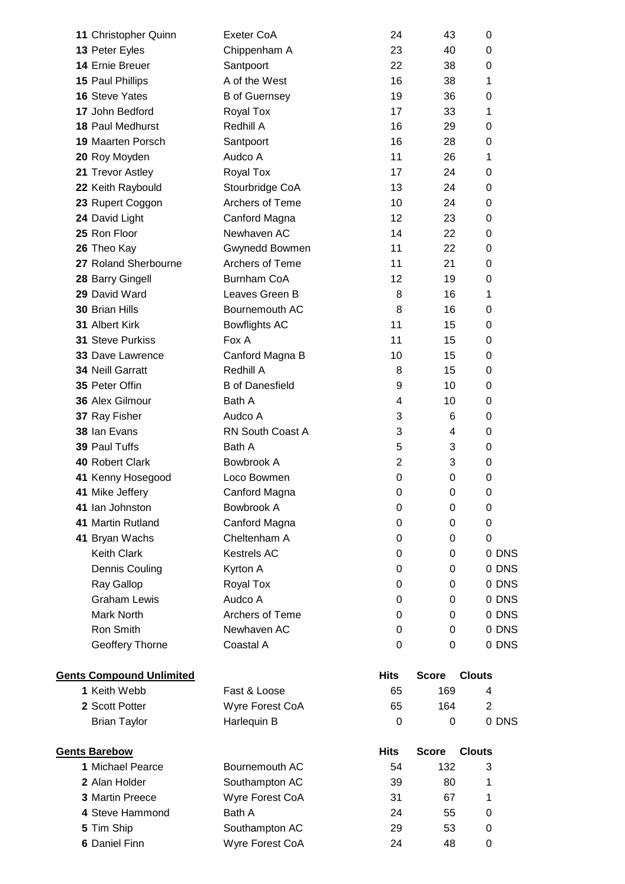| | | | Hits | Score | Clouts | |
|---|---|---|---|---|---|---|
| **11** | Christopher Quinn | Exeter CoA | 24 | 43 | 0 | |
| **13** | Peter Eyles | Chippenham A | 23 | 40 | 0 | |
| **14** | Ernie Breuer | Santpoort | 22 | 38 | 0 | |
| **15** | Paul Phillips | A of the West | 16 | 38 | 1 | |
| **16** | Steve Yates | B of Guernsey | 19 | 36 | 0 | |
| **17** | John Bedford | Royal Tox | 17 | 33 | 1 | |
| **18** | Paul Medhurst | Redhill A | 16 | 29 | 0 | |
| **19** | Maarten Porsch | Santpoort | 16 | 28 | 0 | |
| **20** | Roy Moyden | Audco A | 11 | 26 | 1 | |
| **21** | Trevor Astley | Royal Tox | 17 | 24 | 0 | |
| **22** | Keith Raybould | Stourbridge CoA | 13 | 24 | 0 | |
| **23** | Rupert Coggon | Archers of Teme | 10 | 24 | 0 | |
| **24** | David Light | Canford Magna | 12 | 23 | 0 | |
| **25** | Ron Floor | Newhaven AC | 14 | 22 | 0 | |
| **26** | Theo Kay | Gwynedd Bowmen | 11 | 22 | 0 | |
| **27** | Roland Sherbourne | Archers of Teme | 11 | 21 | 0 | |
| **28** | Barry Gingell | Burnham CoA | 12 | 19 | 0 | |
| **29** | David Ward | Leaves Green B | 8 | 16 | 1 | |
| **30** | Brian Hills | Bournemouth AC | 8 | 16 | 0 | |
| **31** | Albert Kirk | Bowflights AC | 11 | 15 | 0 | |
| **31** | Steve Purkiss | Fox A | 11 | 15 | 0 | |
| **33** | Dave Lawrence | Canford Magna B | 10 | 15 | 0 | |
| **34** | Neill Garratt | Redhill A | 8 | 15 | 0 | |
| **35** | Peter Offin | B of Danesfield | 9 | 10 | 0 | |
| **36** | Alex Gilmour | Bath A | 4 | 10 | 0 | |
| **37** | Ray Fisher | Audco A | 3 | 6 | 0 | |
| **38** | Ian Evans | RN South Coast A | 3 | 4 | 0 | |
| **39** | Paul Tuffs | Bath A | 5 | 3 | 0 | |
| **40** | Robert Clark | Bowbrook A | 2 | 3 | 0 | |
| **41** | Kenny Hosegood | Loco Bowmen | 0 | 0 | 0 | |
| **41** | Mike Jeffery | Canford Magna | 0 | 0 | 0 | |
| **41** | Ian Johnston | Bowbrook A | 0 | 0 | 0 | |
| **41** | Martin Rutland | Canford Magna | 0 | 0 | 0 | |
| **41** | Bryan Wachs | Cheltenham A | 0 | 0 | 0 | |
| | Keith Clark | Kestrels AC | 0 | 0 | 0 | DNS |
| | Dennis Couling | Kyrton A | 0 | 0 | 0 | DNS |
| | Ray Gallop | Royal Tox | 0 | 0 | 0 | DNS |
| | Graham Lewis | Audco A | 0 | 0 | 0 | DNS |
| | Mark North | Archers of Teme | 0 | 0 | 0 | DNS |
| | Ron Smith | Newhaven AC | 0 | 0 | 0 | DNS |
| | Geoffery Thorne | Coastal A | 0 | 0 | 0 | DNS |

**Gents Compound Unlimited**

| | | | Hits | Score | Clouts | |
|---|---|---|---|---|---|---|
| **1** | Keith Webb | Fast & Loose | 65 | 169 | 4 | |
| **2** | Scott Potter | Wyre Forest CoA | 65 | 164 | 2 | |
| | Brian Taylor | Harlequin B | 0 | 0 | 0 | DNS |

**Gents Barebow**

| | | | Hits | Score | Clouts |
|---|---|---|---|---|---|
| **1** | Michael Pearce | Bournemouth AC | 54 | 132 | 3 |
| **2** | Alan Holder | Southampton AC | 39 | 80 | 1 |
| **3** | Martin Preece | Wyre Forest CoA | 31 | 67 | 1 |
| **4** | Steve Hammond | Bath A | 24 | 55 | 0 |
| **5** | Tim Ship | Southampton AC | 29 | 53 | 0 |
| **6** | Daniel Finn | Wyre Forest CoA | 24 | 48 | 0 |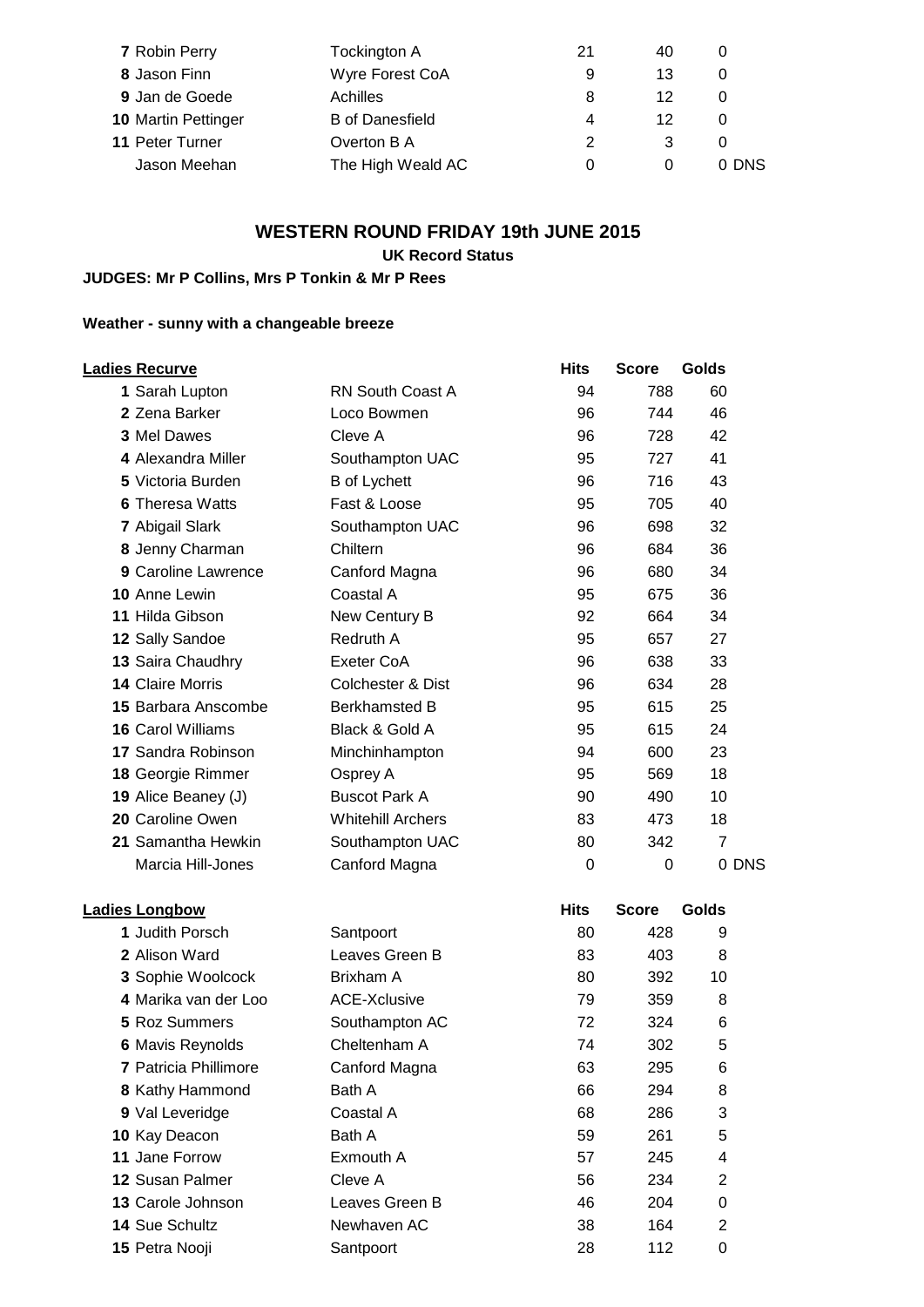| | | Hits | Score | Golds | |
|---|---|---|---|---|---|
| 7 Robin Perry | Tockington A | 21 | 40 | 0 | |
| 8 Jason Finn | Wyre Forest CoA | 9 | 13 | 0 | |
| 9 Jan de Goede | Achilles | 8 | 12 | 0 | |
| 10 Martin Pettinger | B of Danesfield | 4 | 12 | 0 | |
| 11 Peter Turner | Overton B A | 2 | 3 | 0 | |
| Jason Meehan | The High Weald AC | 0 | 0 | 0 | DNS |

## WESTERN ROUND FRIDAY 19th JUNE 2015

**UK Record Status**

**JUDGES: Mr P Collins, Mrs P Tonkin & Mr P Rees**

**Weather - sunny with a changeable breeze**

| Ladies Recurve | | Hits | Score | Golds | |
|---|---|---|---|---|---|
| 1 Sarah Lupton | RN South Coast A | 94 | 788 | 60 | |
| 2 Zena Barker | Loco Bowmen | 96 | 744 | 46 | |
| 3 Mel Dawes | Cleve A | 96 | 728 | 42 | |
| 4 Alexandra Miller | Southampton UAC | 95 | 727 | 41 | |
| 5 Victoria Burden | B of Lychett | 96 | 716 | 43 | |
| 6 Theresa Watts | Fast & Loose | 95 | 705 | 40 | |
| 7 Abigail Slark | Southampton UAC | 96 | 698 | 32 | |
| 8 Jenny Charman | Chiltern | 96 | 684 | 36 | |
| 9 Caroline Lawrence | Canford Magna | 96 | 680 | 34 | |
| 10 Anne Lewin | Coastal A | 95 | 675 | 36 | |
| 11 Hilda Gibson | New Century B | 92 | 664 | 34 | |
| 12 Sally Sandoe | Redruth A | 95 | 657 | 27 | |
| 13 Saira Chaudhry | Exeter CoA | 96 | 638 | 33 | |
| 14 Claire Morris | Colchester & Dist | 96 | 634 | 28 | |
| 15 Barbara Anscombe | Berkhamsted B | 95 | 615 | 25 | |
| 16 Carol Williams | Black & Gold A | 95 | 615 | 24 | |
| 17 Sandra Robinson | Minchinhampton | 94 | 600 | 23 | |
| 18 Georgie Rimmer | Osprey A | 95 | 569 | 18 | |
| 19 Alice Beaney (J) | Buscot Park A | 90 | 490 | 10 | |
| 20 Caroline Owen | Whitehill Archers | 83 | 473 | 18 | |
| 21 Samantha Hewkin | Southampton UAC | 80 | 342 | 7 | |
| Marcia Hill-Jones | Canford Magna | 0 | 0 | 0 | DNS |

| Ladies Longbow | | Hits | Score | Golds |
|---|---|---|---|---|
| 1 Judith Porsch | Santpoort | 80 | 428 | 9 |
| 2 Alison Ward | Leaves Green B | 83 | 403 | 8 |
| 3 Sophie Woolcock | Brixham A | 80 | 392 | 10 |
| 4 Marika van der Loo | ACE-Xclusive | 79 | 359 | 8 |
| 5 Roz Summers | Southampton AC | 72 | 324 | 6 |
| 6 Mavis Reynolds | Cheltenham A | 74 | 302 | 5 |
| 7 Patricia Phillimore | Canford Magna | 63 | 295 | 6 |
| 8 Kathy Hammond | Bath A | 66 | 294 | 8 |
| 9 Val Leveridge | Coastal A | 68 | 286 | 3 |
| 10 Kay Deacon | Bath A | 59 | 261 | 5 |
| 11 Jane Forrow | Exmouth A | 57 | 245 | 4 |
| 12 Susan Palmer | Cleve A | 56 | 234 | 2 |
| 13 Carole Johnson | Leaves Green B | 46 | 204 | 0 |
| 14 Sue Schultz | Newhaven AC | 38 | 164 | 2 |
| 15 Petra Nooji | Santpoort | 28 | 112 | 0 |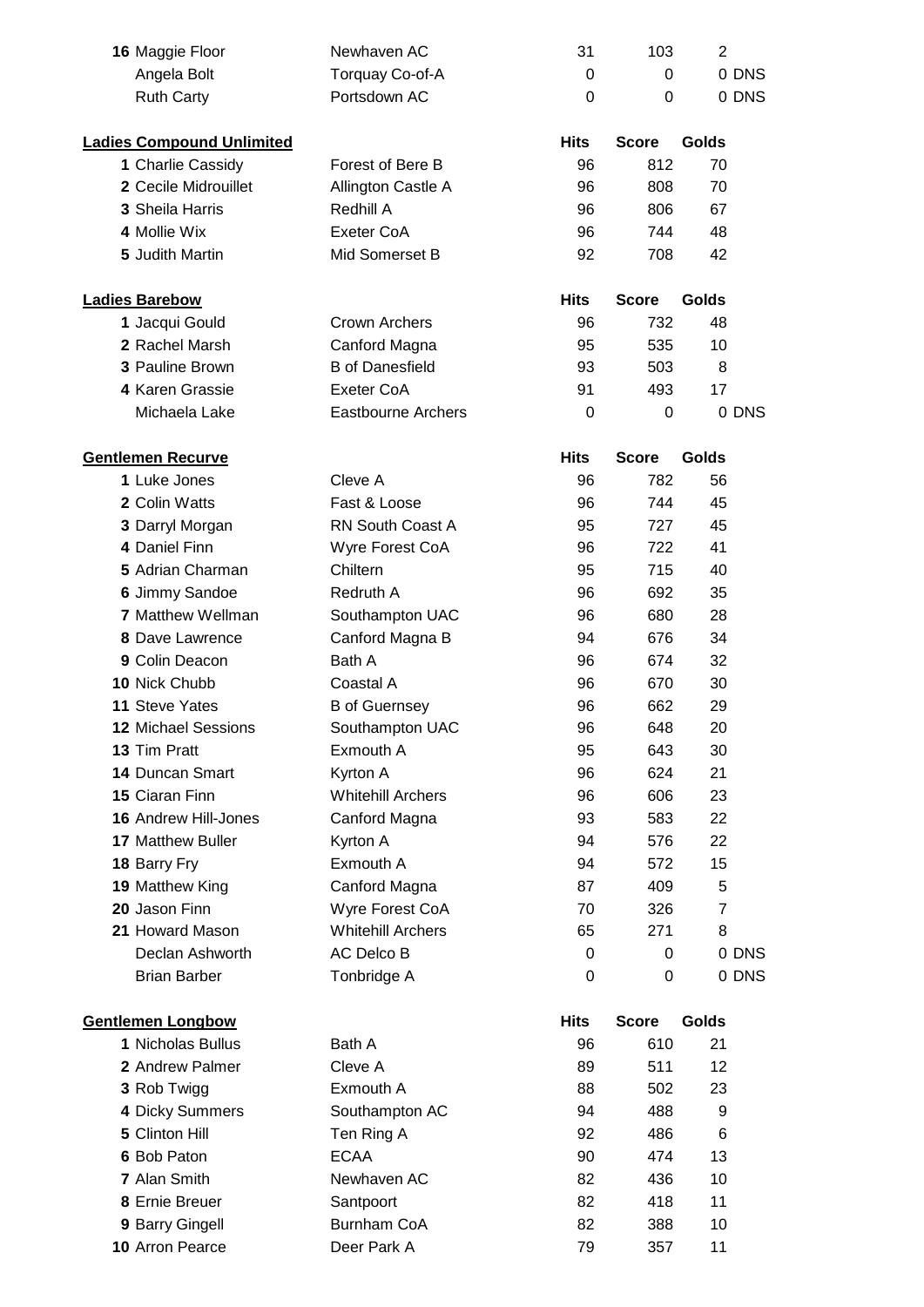| | | Hits | Score | Golds | |
|---|---|---|---|---|---|
| 16 Maggie Floor | Newhaven AC | 31 | 103 | 2 | |
| Angela Bolt | Torquay Co-of-A | 0 | 0 | 0 | DNS |
| Ruth Carty | Portsdown AC | 0 | 0 | 0 | DNS |

**Ladies Compound Unlimited**

| | | Hits | Score | Golds |
|---|---|---|---|---|
| 1 Charlie Cassidy | Forest of Bere B | 96 | 812 | 70 |
| 2 Cecile Midrouillet | Allington Castle A | 96 | 808 | 70 |
| 3 Sheila Harris | Redhill A | 96 | 806 | 67 |
| 4 Mollie Wix | Exeter CoA | 96 | 744 | 48 |
| 5 Judith Martin | Mid Somerset B | 92 | 708 | 42 |

**Ladies Barebow**

| | | Hits | Score | Golds | |
|---|---|---|---|---|---|
| 1 Jacqui Gould | Crown Archers | 96 | 732 | 48 | |
| 2 Rachel Marsh | Canford Magna | 95 | 535 | 10 | |
| 3 Pauline Brown | B of Danesfield | 93 | 503 | 8 | |
| 4 Karen Grassie | Exeter CoA | 91 | 493 | 17 | |
| Michaela Lake | Eastbourne Archers | 0 | 0 | 0 | DNS |

**Gentlemen Recurve**

| | | Hits | Score | Golds | |
|---|---|---|---|---|---|
| 1 Luke Jones | Cleve A | 96 | 782 | 56 | |
| 2 Colin Watts | Fast & Loose | 96 | 744 | 45 | |
| 3 Darryl Morgan | RN South Coast A | 95 | 727 | 45 | |
| 4 Daniel Finn | Wyre Forest CoA | 96 | 722 | 41 | |
| 5 Adrian Charman | Chiltern | 95 | 715 | 40 | |
| 6 Jimmy Sandoe | Redruth A | 96 | 692 | 35 | |
| 7 Matthew Wellman | Southampton UAC | 96 | 680 | 28 | |
| 8 Dave Lawrence | Canford Magna B | 94 | 676 | 34 | |
| 9 Colin Deacon | Bath A | 96 | 674 | 32 | |
| 10 Nick Chubb | Coastal A | 96 | 670 | 30 | |
| 11 Steve Yates | B of Guernsey | 96 | 662 | 29 | |
| 12 Michael Sessions | Southampton UAC | 96 | 648 | 20 | |
| 13 Tim Pratt | Exmouth A | 95 | 643 | 30 | |
| 14 Duncan Smart | Kyrton A | 96 | 624 | 21 | |
| 15 Ciaran Finn | Whitehill Archers | 96 | 606 | 23 | |
| 16 Andrew Hill-Jones | Canford Magna | 93 | 583 | 22 | |
| 17 Matthew Buller | Kyrton A | 94 | 576 | 22 | |
| 18 Barry Fry | Exmouth A | 94 | 572 | 15 | |
| 19 Matthew King | Canford Magna | 87 | 409 | 5 | |
| 20 Jason Finn | Wyre Forest CoA | 70 | 326 | 7 | |
| 21 Howard Mason | Whitehill Archers | 65 | 271 | 8 | |
| Declan Ashworth | AC Delco B | 0 | 0 | 0 | DNS |
| Brian Barber | Tonbridge A | 0 | 0 | 0 | DNS |

**Gentlemen Longbow**

| | | Hits | Score | Golds |
|---|---|---|---|---|
| 1 Nicholas Bullus | Bath A | 96 | 610 | 21 |
| 2 Andrew Palmer | Cleve A | 89 | 511 | 12 |
| 3 Rob Twigg | Exmouth A | 88 | 502 | 23 |
| 4 Dicky Summers | Southampton AC | 94 | 488 | 9 |
| 5 Clinton Hill | Ten Ring A | 92 | 486 | 6 |
| 6 Bob Paton | ECAA | 90 | 474 | 13 |
| 7 Alan Smith | Newhaven AC | 82 | 436 | 10 |
| 8 Ernie Breuer | Santpoort | 82 | 418 | 11 |
| 9 Barry Gingell | Burnham CoA | 82 | 388 | 10 |
| 10 Arron Pearce | Deer Park A | 79 | 357 | 11 |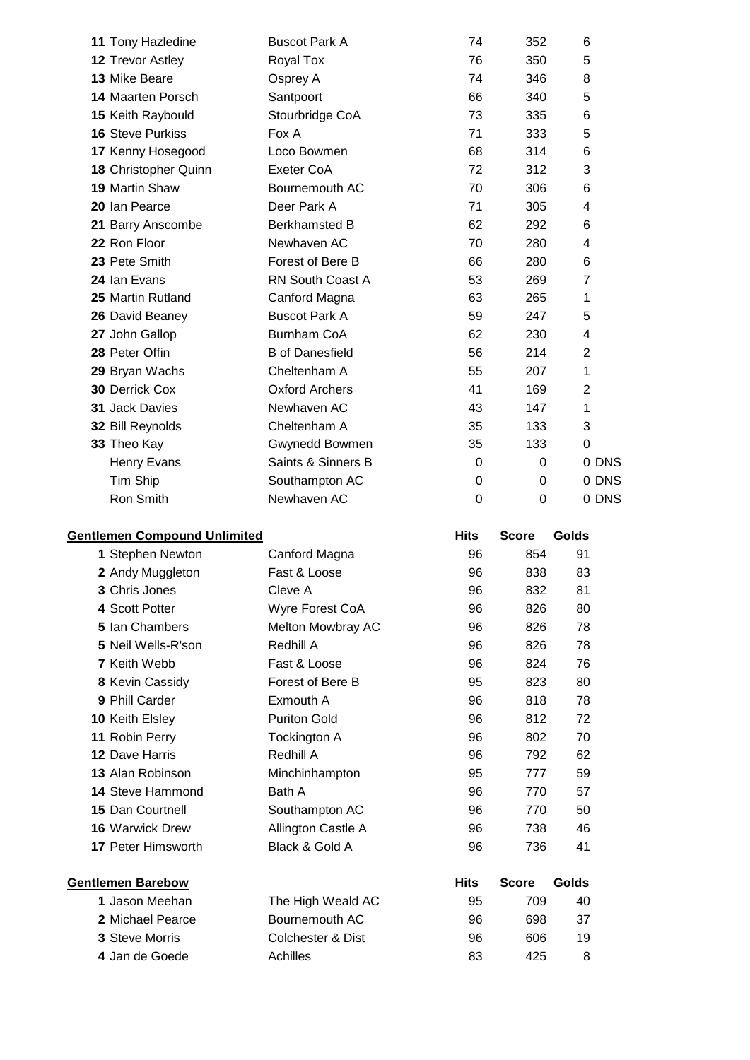| | | | | |
|---|---|---|---|---|
| **11** Tony Hazledine | Buscot Park A | 74 | 352 | 6 |
| **12** Trevor Astley | Royal Tox | 76 | 350 | 5 |
| **13** Mike Beare | Osprey A | 74 | 346 | 8 |
| **14** Maarten Porsch | Santpoort | 66 | 340 | 5 |
| **15** Keith Raybould | Stourbridge CoA | 73 | 335 | 6 |
| **16** Steve Purkiss | Fox A | 71 | 333 | 5 |
| **17** Kenny Hosegood | Loco Bowmen | 68 | 314 | 6 |
| **18** Christopher Quinn | Exeter CoA | 72 | 312 | 3 |
| **19** Martin Shaw | Bournemouth AC | 70 | 306 | 6 |
| **20** Ian Pearce | Deer Park A | 71 | 305 | 4 |
| **21** Barry Anscombe | Berkhamsted B | 62 | 292 | 6 |
| **22** Ron Floor | Newhaven AC | 70 | 280 | 4 |
| **23** Pete Smith | Forest of Bere B | 66 | 280 | 6 |
| **24** Ian Evans | RN South Coast A | 53 | 269 | 7 |
| **25** Martin Rutland | Canford Magna | 63 | 265 | 1 |
| **26** David Beaney | Buscot Park A | 59 | 247 | 5 |
| **27** John Gallop | Burnham CoA | 62 | 230 | 4 |
| **28** Peter Offin | B of Danesfield | 56 | 214 | 2 |
| **29** Bryan Wachs | Cheltenham A | 55 | 207 | 1 |
| **30** Derrick Cox | Oxford Archers | 41 | 169 | 2 |
| **31** Jack Davies | Newhaven AC | 43 | 147 | 1 |
| **32** Bill Reynolds | Cheltenham A | 35 | 133 | 3 |
| **33** Theo Kay | Gwynedd Bowmen | 35 | 133 | 0 |
| Henry Evans | Saints & Sinners B | 0 | 0 | 0 DNS |
| Tim Ship | Southampton AC | 0 | 0 | 0 DNS |
| Ron Smith | Newhaven AC | 0 | 0 | 0 DNS |

| **Gentlemen Compound Unlimited** | | **Hits** | **Score** | **Golds** |
|---|---|---|---|---|
| **1** Stephen Newton | Canford Magna | 96 | 854 | 91 |
| **2** Andy Muggleton | Fast & Loose | 96 | 838 | 83 |
| **3** Chris Jones | Cleve A | 96 | 832 | 81 |
| **4** Scott Potter | Wyre Forest CoA | 96 | 826 | 80 |
| **5** Ian Chambers | Melton Mowbray AC | 96 | 826 | 78 |
| **5** Neil Wells-R'son | Redhill A | 96 | 826 | 78 |
| **7** Keith Webb | Fast & Loose | 96 | 824 | 76 |
| **8** Kevin Cassidy | Forest of Bere B | 95 | 823 | 80 |
| **9** Phill Carder | Exmouth A | 96 | 818 | 78 |
| **10** Keith Elsley | Puriton Gold | 96 | 812 | 72 |
| **11** Robin Perry | Tockington A | 96 | 802 | 70 |
| **12** Dave Harris | Redhill A | 96 | 792 | 62 |
| **13** Alan Robinson | Minchinhampton | 95 | 777 | 59 |
| **14** Steve Hammond | Bath A | 96 | 770 | 57 |
| **15** Dan Courtnell | Southampton AC | 96 | 770 | 50 |
| **16** Warwick Drew | Allington Castle A | 96 | 738 | 46 |
| **17** Peter Himsworth | Black & Gold A | 96 | 736 | 41 |

| **Gentlemen Barebow** | | **Hits** | **Score** | **Golds** |
|---|---|---|---|---|
| **1** Jason Meehan | The High Weald AC | 95 | 709 | 40 |
| **2** Michael Pearce | Bournemouth AC | 96 | 698 | 37 |
| **3** Steve Morris | Colchester & Dist | 96 | 606 | 19 |
| **4** Jan de Goede | Achilles | 83 | 425 | 8 |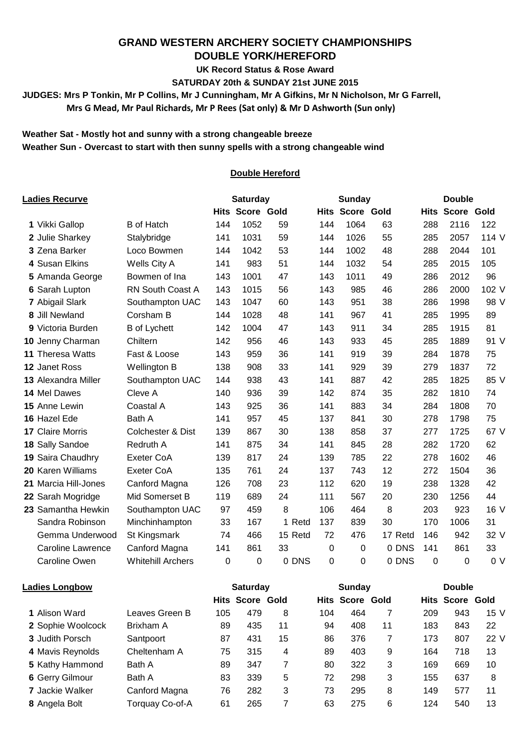# GRAND WESTERN ARCHERY SOCIETY CHAMPIONSHIPS

## DOUBLE YORK/HEREFORD

**UK Record Status & Rose Award**

**SATURDAY 20th & SUNDAY 21st JUNE 2015**

**JUDGES: Mrs P Tonkin, Mr P Collins, Mr J Cunningham, Mr A Gifkins, Mr N Nicholson, Mr G Farrell, Mrs G Mead, Mr Paul Richards, Mr P Rees (Sat only) & Mr D Ashworth (Sun only)**

**Weather Sat - Mostly hot and sunny with a strong changeable breeze**
**Weather Sun - Overcast to start with then sunny spells with a strong changeable wind**

### Double Hereford

| Ladies Recurve | | Saturday | | | | Sunday | | | | Double | | | |
|---|---|---|---|---|---|---|---|---|---|---|---|---|---|
| | | Hits | Score | Gold | | Hits | Score | Gold | | Hits | Score | Gold | |
| 1 Vikki Gallop | B of Hatch | 144 | 1052 | 59 | | 144 | 1064 | 63 | | 288 | 2116 | 122 | |
| 2 Julie Sharkey | Stalybridge | 141 | 1031 | 59 | | 144 | 1026 | 55 | | 285 | 2057 | 114 | V |
| 3 Zena Barker | Loco Bowmen | 144 | 1042 | 53 | | 144 | 1002 | 48 | | 288 | 2044 | 101 | |
| 4 Susan Elkins | Wells City A | 141 | 983 | 51 | | 144 | 1032 | 54 | | 285 | 2015 | 105 | |
| 5 Amanda George | Bowmen of Ina | 143 | 1001 | 47 | | 143 | 1011 | 49 | | 286 | 2012 | 96 | |
| 6 Sarah Lupton | RN South Coast A | 143 | 1015 | 56 | | 143 | 985 | 46 | | 286 | 2000 | 102 | V |
| 7 Abigail Slark | Southampton UAC | 143 | 1047 | 60 | | 143 | 951 | 38 | | 286 | 1998 | 98 | V |
| 8 Jill Newland | Corsham B | 144 | 1028 | 48 | | 141 | 967 | 41 | | 285 | 1995 | 89 | |
| 9 Victoria Burden | B of Lychett | 142 | 1004 | 47 | | 143 | 911 | 34 | | 285 | 1915 | 81 | |
| 10 Jenny Charman | Chiltern | 142 | 956 | 46 | | 143 | 933 | 45 | | 285 | 1889 | 91 | V |
| 11 Theresa Watts | Fast & Loose | 143 | 959 | 36 | | 141 | 919 | 39 | | 284 | 1878 | 75 | |
| 12 Janet Ross | Wellington B | 138 | 908 | 33 | | 141 | 929 | 39 | | 279 | 1837 | 72 | |
| 13 Alexandra Miller | Southampton UAC | 144 | 938 | 43 | | 141 | 887 | 42 | | 285 | 1825 | 85 | V |
| 14 Mel Dawes | Cleve A | 140 | 936 | 39 | | 142 | 874 | 35 | | 282 | 1810 | 74 | |
| 15 Anne Lewin | Coastal A | 143 | 925 | 36 | | 141 | 883 | 34 | | 284 | 1808 | 70 | |
| 16 Hazel Ede | Bath A | 141 | 957 | 45 | | 137 | 841 | 30 | | 278 | 1798 | 75 | |
| 17 Claire Morris | Colchester & Dist | 139 | 867 | 30 | | 138 | 858 | 37 | | 277 | 1725 | 67 | V |
| 18 Sally Sandoe | Redruth A | 141 | 875 | 34 | | 141 | 845 | 28 | | 282 | 1720 | 62 | |
| 19 Saira Chaudhry | Exeter CoA | 139 | 817 | 24 | | 139 | 785 | 22 | | 278 | 1602 | 46 | |
| 20 Karen Williams | Exeter CoA | 135 | 761 | 24 | | 137 | 743 | 12 | | 272 | 1504 | 36 | |
| 21 Marcia Hill-Jones | Canford Magna | 126 | 708 | 23 | | 112 | 620 | 19 | | 238 | 1328 | 42 | |
| 22 Sarah Mogridge | Mid Somerset B | 119 | 689 | 24 | | 111 | 567 | 20 | | 230 | 1256 | 44 | |
| 23 Samantha Hewkin | Southampton UAC | 97 | 459 | 8 | | 106 | 464 | 8 | | 203 | 923 | 16 | V |
| Sandra Robinson | Minchinhampton | 33 | 167 | 1 | Retd | 137 | 839 | 30 | | 170 | 1006 | 31 | |
| Gemma Underwood | St Kingsmark | 74 | 466 | 15 | Retd | 72 | 476 | 17 | Retd | 146 | 942 | 32 | V |
| Caroline Lawrence | Canford Magna | 141 | 861 | 33 | | 0 | 0 | 0 | DNS | 141 | 861 | 33 | |
| Caroline Owen | Whitehill Archers | 0 | 0 | 0 | DNS | 0 | 0 | 0 | DNS | 0 | 0 | 0 | V |

| Ladies Longbow | | Saturday | | | | Sunday | | | | Double | | | |
|---|---|---|---|---|---|---|---|---|---|---|---|---|---|
| | | Hits | Score | Gold | | Hits | Score | Gold | | Hits | Score | Gold | |
| 1 Alison Ward | Leaves Green B | 105 | 479 | 8 | | 104 | 464 | 7 | | 209 | 943 | 15 | V |
| 2 Sophie Woolcock | Brixham A | 89 | 435 | 11 | | 94 | 408 | 11 | | 183 | 843 | 22 | |
| 3 Judith Porsch | Santpoort | 87 | 431 | 15 | | 86 | 376 | 7 | | 173 | 807 | 22 | V |
| 4 Mavis Reynolds | Cheltenham A | 75 | 315 | 4 | | 89 | 403 | 9 | | 164 | 718 | 13 | |
| 5 Kathy Hammond | Bath A | 89 | 347 | 7 | | 80 | 322 | 3 | | 169 | 669 | 10 | |
| 6 Gerry Gilmour | Bath A | 83 | 339 | 5 | | 72 | 298 | 3 | | 155 | 637 | 8 | |
| 7 Jackie Walker | Canford Magna | 76 | 282 | 3 | | 73 | 295 | 8 | | 149 | 577 | 11 | |
| 8 Angela Bolt | Torquay Co-of-A | 61 | 265 | 7 | | 63 | 275 | 6 | | 124 | 540 | 13 | |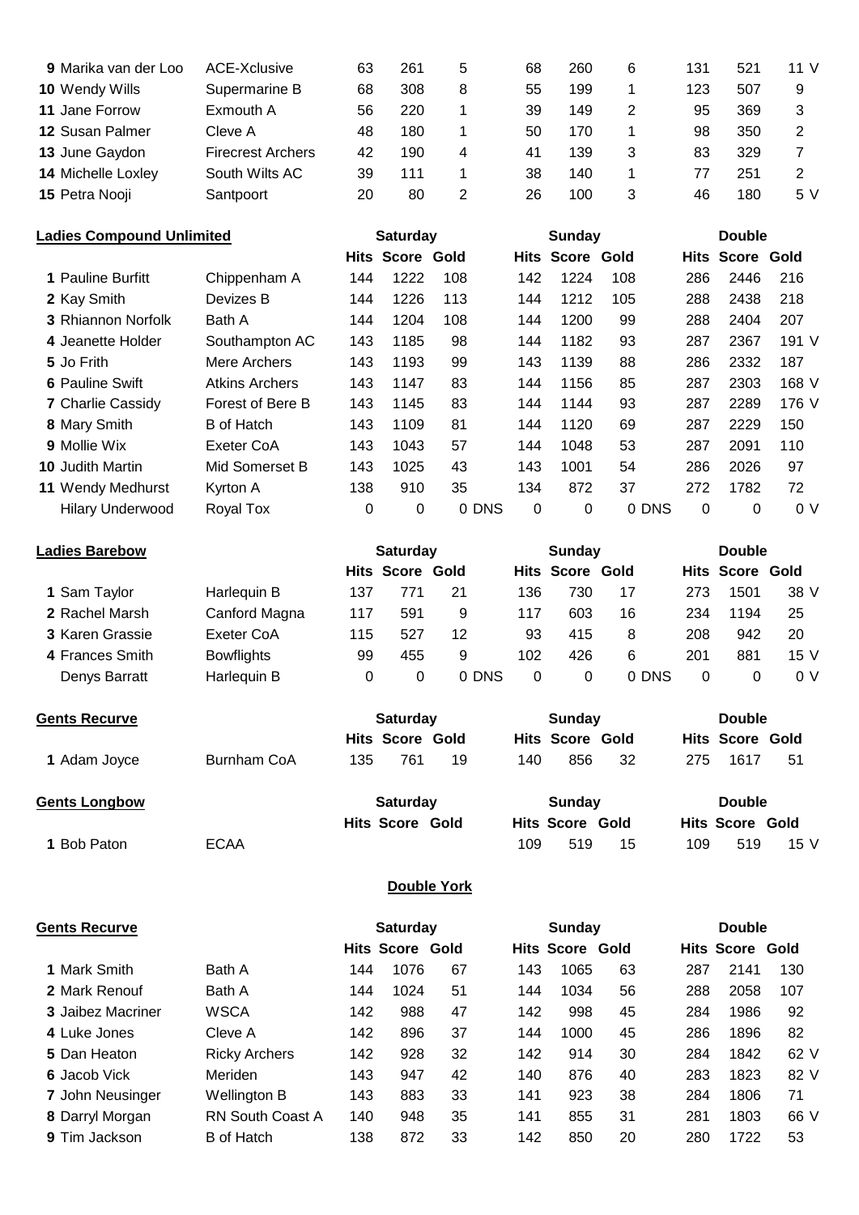| | | | | | | | | | | | |
|---|---|---|---|---|---|---|---|---|---|---|---|
| **9** Marika van der Loo | ACE-Xclusive | 63 | 261 | 5 | 68 | 260 | 6 | 131 | 521 | 11 V |
| **10** Wendy Wills | Supermarine B | 68 | 308 | 8 | 55 | 199 | 1 | 123 | 507 | 9 |
| **11** Jane Forrow | Exmouth A | 56 | 220 | 1 | 39 | 149 | 2 | 95 | 369 | 3 |
| **12** Susan Palmer | Cleve A | 48 | 180 | 1 | 50 | 170 | 1 | 98 | 350 | 2 |
| **13** June Gaydon | Firecrest Archers | 42 | 190 | 4 | 41 | 139 | 3 | 83 | 329 | 7 |
| **14** Michelle Loxley | South Wilts AC | 39 | 111 | 1 | 38 | 140 | 1 | 77 | 251 | 2 |
| **15** Petra Nooji | Santpoort | 20 | 80 | 2 | 26 | 100 | 3 | 46 | 180 | 5 V |

**Ladies Compound Unlimited**

| | | Saturday | | | Sunday | | | Double | | |
|---|---|---|---|---|---|---|---|---|---|---|
| | | **Hits** | **Score** | **Gold** | **Hits** | **Score** | **Gold** | **Hits** | **Score** | **Gold** |
| **1** Pauline Burfitt | Chippenham A | 144 | 1222 | 108 | 142 | 1224 | 108 | 286 | 2446 | 216 |
| **2** Kay Smith | Devizes B | 144 | 1226 | 113 | 144 | 1212 | 105 | 288 | 2438 | 218 |
| **3** Rhiannon Norfolk | Bath A | 144 | 1204 | 108 | 144 | 1200 | 99 | 288 | 2404 | 207 |
| **4** Jeanette Holder | Southampton AC | 143 | 1185 | 98 | 144 | 1182 | 93 | 287 | 2367 | 191 V |
| **5** Jo Frith | Mere Archers | 143 | 1193 | 99 | 143 | 1139 | 88 | 286 | 2332 | 187 |
| **6** Pauline Swift | Atkins Archers | 143 | 1147 | 83 | 144 | 1156 | 85 | 287 | 2303 | 168 V |
| **7** Charlie Cassidy | Forest of Bere B | 143 | 1145 | 83 | 144 | 1144 | 93 | 287 | 2289 | 176 V |
| **8** Mary Smith | B of Hatch | 143 | 1109 | 81 | 144 | 1120 | 69 | 287 | 2229 | 150 |
| **9** Mollie Wix | Exeter CoA | 143 | 1043 | 57 | 144 | 1048 | 53 | 287 | 2091 | 110 |
| **10** Judith Martin | Mid Somerset B | 143 | 1025 | 43 | 143 | 1001 | 54 | 286 | 2026 | 97 |
| **11** Wendy Medhurst | Kyrton A | 138 | 910 | 35 | 134 | 872 | 37 | 272 | 1782 | 72 |
| Hilary Underwood | Royal Tox | 0 | 0 | 0 DNS | 0 | 0 | 0 DNS | 0 | 0 | 0 V |

**Ladies Barebow**

| | | Saturday | | | Sunday | | | Double | | |
|---|---|---|---|---|---|---|---|---|---|---|
| | | **Hits** | **Score** | **Gold** | **Hits** | **Score** | **Gold** | **Hits** | **Score** | **Gold** |
| **1** Sam Taylor | Harlequin B | 137 | 771 | 21 | 136 | 730 | 17 | 273 | 1501 | 38 V |
| **2** Rachel Marsh | Canford Magna | 117 | 591 | 9 | 117 | 603 | 16 | 234 | 1194 | 25 |
| **3** Karen Grassie | Exeter CoA | 115 | 527 | 12 | 93 | 415 | 8 | 208 | 942 | 20 |
| **4** Frances Smith | Bowflights | 99 | 455 | 9 | 102 | 426 | 6 | 201 | 881 | 15 V |
| Denys Barratt | Harlequin B | 0 | 0 | 0 DNS | 0 | 0 | 0 DNS | 0 | 0 | 0 V |

**Gents Recurve**

| | | Saturday | | | Sunday | | | Double | | |
|---|---|---|---|---|---|---|---|---|---|---|
| | | **Hits** | **Score** | **Gold** | **Hits** | **Score** | **Gold** | **Hits** | **Score** | **Gold** |
| **1** Adam Joyce | Burnham CoA | 135 | 761 | 19 | 140 | 856 | 32 | 275 | 1617 | 51 |

**Gents Longbow**

| | | Saturday | | | Sunday | | | Double | | |
|---|---|---|---|---|---|---|---|---|---|---|
| | | **Hits** | **Score** | **Gold** | **Hits** | **Score** | **Gold** | **Hits** | **Score** | **Gold** |
| **1** Bob Paton | ECAA | | | | 109 | 519 | 15 | 109 | 519 | 15 V |

## Double York

**Gents Recurve**

| | | Saturday | | | Sunday | | | Double | | |
|---|---|---|---|---|---|---|---|---|---|---|
| | | **Hits** | **Score** | **Gold** | **Hits** | **Score** | **Gold** | **Hits** | **Score** | **Gold** |
| **1** Mark Smith | Bath A | 144 | 1076 | 67 | 143 | 1065 | 63 | 287 | 2141 | 130 |
| **2** Mark Renouf | Bath A | 144 | 1024 | 51 | 144 | 1034 | 56 | 288 | 2058 | 107 |
| **3** Jaibez Macriner | WSCA | 142 | 988 | 47 | 142 | 998 | 45 | 284 | 1986 | 92 |
| **4** Luke Jones | Cleve A | 142 | 896 | 37 | 144 | 1000 | 45 | 286 | 1896 | 82 |
| **5** Dan Heaton | Ricky Archers | 142 | 928 | 32 | 142 | 914 | 30 | 284 | 1842 | 62 V |
| **6** Jacob Vick | Meriden | 143 | 947 | 42 | 140 | 876 | 40 | 283 | 1823 | 82 V |
| **7** John Neusinger | Wellington B | 143 | 883 | 33 | 141 | 923 | 38 | 284 | 1806 | 71 |
| **8** Darryl Morgan | RN South Coast A | 140 | 948 | 35 | 141 | 855 | 31 | 281 | 1803 | 66 V |
| **9** Tim Jackson | B of Hatch | 138 | 872 | 33 | 142 | 850 | 20 | 280 | 1722 | 53 |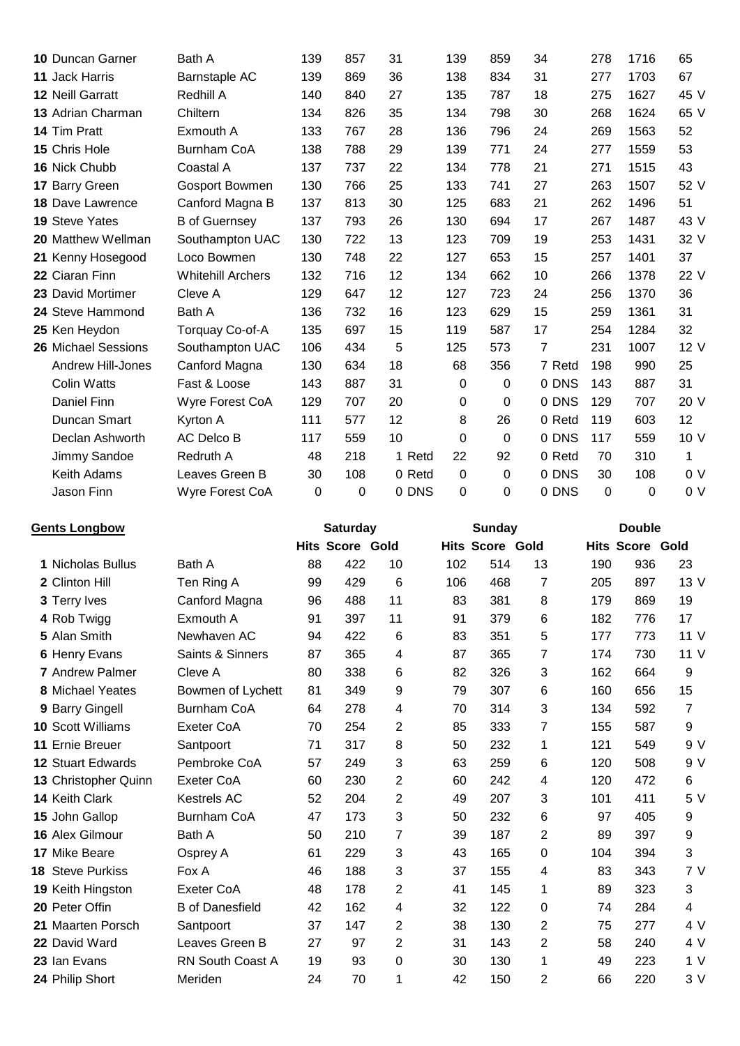| | | | | | | | | | | | |
|---|---|---|---|---|---|---|---|---|---|---|---|
| **10** Duncan Garner | Bath A | 139 | 857 | 31 | 139 | 859 | 34 | 278 | 1716 | 65 | |
| **11** Jack Harris | Barnstaple AC | 139 | 869 | 36 | 138 | 834 | 31 | 277 | 1703 | 67 | |
| **12** Neill Garratt | Redhill A | 140 | 840 | 27 | 135 | 787 | 18 | 275 | 1627 | 45 | V |
| **13** Adrian Charman | Chiltern | 134 | 826 | 35 | 134 | 798 | 30 | 268 | 1624 | 65 | V |
| **14** Tim Pratt | Exmouth A | 133 | 767 | 28 | 136 | 796 | 24 | 269 | 1563 | 52 | |
| **15** Chris Hole | Burnham CoA | 138 | 788 | 29 | 139 | 771 | 24 | 277 | 1559 | 53 | |
| **16** Nick Chubb | Coastal A | 137 | 737 | 22 | 134 | 778 | 21 | 271 | 1515 | 43 | |
| **17** Barry Green | Gosport Bowmen | 130 | 766 | 25 | 133 | 741 | 27 | 263 | 1507 | 52 | V |
| **18** Dave Lawrence | Canford Magna B | 137 | 813 | 30 | 125 | 683 | 21 | 262 | 1496 | 51 | |
| **19** Steve Yates | B of Guernsey | 137 | 793 | 26 | 130 | 694 | 17 | 267 | 1487 | 43 | V |
| **20** Matthew Wellman | Southampton UAC | 130 | 722 | 13 | 123 | 709 | 19 | 253 | 1431 | 32 | V |
| **21** Kenny Hosegood | Loco Bowmen | 130 | 748 | 22 | 127 | 653 | 15 | 257 | 1401 | 37 | |
| **22** Ciaran Finn | Whitehill Archers | 132 | 716 | 12 | 134 | 662 | 10 | 266 | 1378 | 22 | V |
| **23** David Mortimer | Cleve A | 129 | 647 | 12 | 127 | 723 | 24 | 256 | 1370 | 36 | |
| **24** Steve Hammond | Bath A | 136 | 732 | 16 | 123 | 629 | 15 | 259 | 1361 | 31 | |
| **25** Ken Heydon | Torquay Co-of-A | 135 | 697 | 15 | 119 | 587 | 17 | 254 | 1284 | 32 | |
| **26** Michael Sessions | Southampton UAC | 106 | 434 | 5 | 125 | 573 | 7 | 231 | 1007 | 12 | V |
| Andrew Hill-Jones | Canford Magna | 130 | 634 | 18 | 68 | 356 | 7 Retd | 198 | 990 | 25 | |
| Colin Watts | Fast & Loose | 143 | 887 | 31 | 0 | 0 | 0 DNS | 143 | 887 | 31 | |
| Daniel Finn | Wyre Forest CoA | 129 | 707 | 20 | 0 | 0 | 0 DNS | 129 | 707 | 20 | V |
| Duncan Smart | Kyrton A | 111 | 577 | 12 | 8 | 26 | 0 Retd | 119 | 603 | 12 | |
| Declan Ashworth | AC Delco B | 117 | 559 | 10 | 0 | 0 | 0 DNS | 117 | 559 | 10 | V |
| Jimmy Sandoe | Redruth A | 48 | 218 | 1 Retd | 22 | 92 | 0 Retd | 70 | 310 | 1 | |
| Keith Adams | Leaves Green B | 30 | 108 | 0 Retd | 0 | 0 | 0 DNS | 30 | 108 | 0 | V |
| Jason Finn | Wyre Forest CoA | 0 | 0 | 0 DNS | 0 | 0 | 0 DNS | 0 | 0 | 0 | V |

**Gents Longbow**

| | | Saturday | | | Sunday | | | Double | | | |
|---|---|---|---|---|---|---|---|---|---|---|---|
| | | Hits | Score | Gold | Hits | Score | Gold | Hits | Score | Gold | |
| **1** Nicholas Bullus | Bath A | 88 | 422 | 10 | 102 | 514 | 13 | 190 | 936 | 23 | |
| **2** Clinton Hill | Ten Ring A | 99 | 429 | 6 | 106 | 468 | 7 | 205 | 897 | 13 | V |
| **3** Terry Ives | Canford Magna | 96 | 488 | 11 | 83 | 381 | 8 | 179 | 869 | 19 | |
| **4** Rob Twigg | Exmouth A | 91 | 397 | 11 | 91 | 379 | 6 | 182 | 776 | 17 | |
| **5** Alan Smith | Newhaven AC | 94 | 422 | 6 | 83 | 351 | 5 | 177 | 773 | 11 | V |
| **6** Henry Evans | Saints & Sinners | 87 | 365 | 4 | 87 | 365 | 7 | 174 | 730 | 11 | V |
| **7** Andrew Palmer | Cleve A | 80 | 338 | 6 | 82 | 326 | 3 | 162 | 664 | 9 | |
| **8** Michael Yeates | Bowmen of Lychett | 81 | 349 | 9 | 79 | 307 | 6 | 160 | 656 | 15 | |
| **9** Barry Gingell | Burnham CoA | 64 | 278 | 4 | 70 | 314 | 3 | 134 | 592 | 7 | |
| **10** Scott Williams | Exeter CoA | 70 | 254 | 2 | 85 | 333 | 7 | 155 | 587 | 9 | |
| **11** Ernie Breuer | Santpoort | 71 | 317 | 8 | 50 | 232 | 1 | 121 | 549 | 9 | V |
| **12** Stuart Edwards | Pembroke CoA | 57 | 249 | 3 | 63 | 259 | 6 | 120 | 508 | 9 | V |
| **13** Christopher Quinn | Exeter CoA | 60 | 230 | 2 | 60 | 242 | 4 | 120 | 472 | 6 | |
| **14** Keith Clark | Kestrels AC | 52 | 204 | 2 | 49 | 207 | 3 | 101 | 411 | 5 | V |
| **15** John Gallop | Burnham CoA | 47 | 173 | 3 | 50 | 232 | 6 | 97 | 405 | 9 | |
| **16** Alex Gilmour | Bath A | 50 | 210 | 7 | 39 | 187 | 2 | 89 | 397 | 9 | |
| **17** Mike Beare | Osprey A | 61 | 229 | 3 | 43 | 165 | 0 | 104 | 394 | 3 | |
| **18** Steve Purkiss | Fox A | 46 | 188 | 3 | 37 | 155 | 4 | 83 | 343 | 7 | V |
| **19** Keith Hingston | Exeter CoA | 48 | 178 | 2 | 41 | 145 | 1 | 89 | 323 | 3 | |
| **20** Peter Offin | B of Danesfield | 42 | 162 | 4 | 32 | 122 | 0 | 74 | 284 | 4 | |
| **21** Maarten Porsch | Santpoort | 37 | 147 | 2 | 38 | 130 | 2 | 75 | 277 | 4 | V |
| **22** David Ward | Leaves Green B | 27 | 97 | 2 | 31 | 143 | 2 | 58 | 240 | 4 | V |
| **23** Ian Evans | RN South Coast A | 19 | 93 | 0 | 30 | 130 | 1 | 49 | 223 | 1 | V |
| **24** Philip Short | Meriden | 24 | 70 | 1 | 42 | 150 | 2 | 66 | 220 | 3 | V |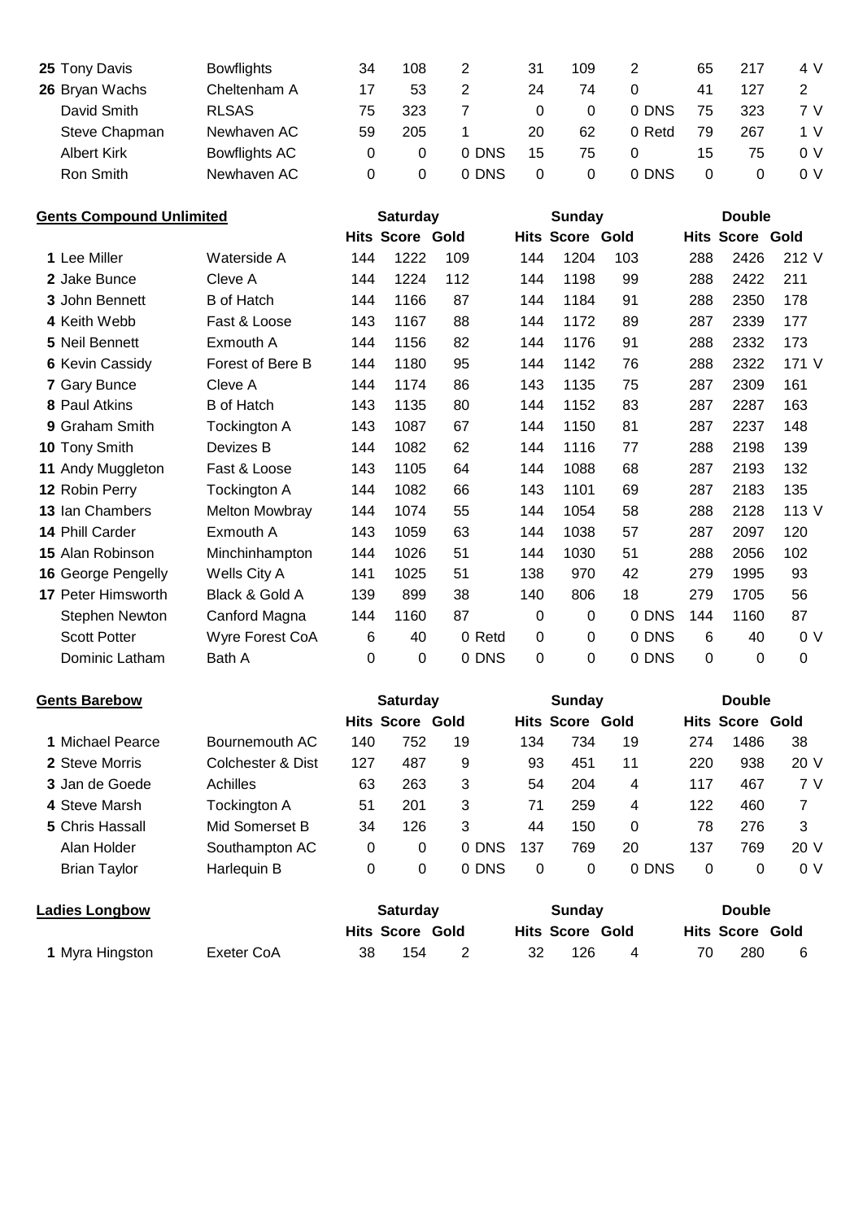| | | | | | | | | | | | |
|---|---|---|---|---|---|---|---|---|---|---|---|
| 25 | Tony Davis | Bowflights | 34 | 108 | 2 | 31 | 109 | 2 | 65 | 217 | 4 V |
| 26 | Bryan Wachs | Cheltenham A | 17 | 53 | 2 | 24 | 74 | 0 | 41 | 127 | 2 |
| | David Smith | RLSAS | 75 | 323 | 7 | 0 | 0 | 0 DNS | 75 | 323 | 7 V |
| | Steve Chapman | Newhaven AC | 59 | 205 | 1 | 20 | 62 | 0 Retd | 79 | 267 | 1 V |
| | Albert Kirk | Bowflights AC | 0 | 0 | 0 DNS | 15 | 75 | 0 | 15 | 75 | 0 V |
| | Ron Smith | Newhaven AC | 0 | 0 | 0 DNS | 0 | 0 | 0 DNS | 0 | 0 | 0 V |

**Gents Compound Unlimited**

| | | | Saturday | | | Sunday | | | Double | | |
|---|---|---|---|---|---|---|---|---|---|---|---|
| | | | Hits | Score | Gold | Hits | Score | Gold | Hits | Score | Gold |
| 1 | Lee Miller | Waterside A | 144 | 1222 | 109 | 144 | 1204 | 103 | 288 | 2426 | 212 V |
| 2 | Jake Bunce | Cleve A | 144 | 1224 | 112 | 144 | 1198 | 99 | 288 | 2422 | 211 |
| 3 | John Bennett | B of Hatch | 144 | 1166 | 87 | 144 | 1184 | 91 | 288 | 2350 | 178 |
| 4 | Keith Webb | Fast & Loose | 143 | 1167 | 88 | 144 | 1172 | 89 | 287 | 2339 | 177 |
| 5 | Neil Bennett | Exmouth A | 144 | 1156 | 82 | 144 | 1176 | 91 | 288 | 2332 | 173 |
| 6 | Kevin Cassidy | Forest of Bere B | 144 | 1180 | 95 | 144 | 1142 | 76 | 288 | 2322 | 171 V |
| 7 | Gary Bunce | Cleve A | 144 | 1174 | 86 | 143 | 1135 | 75 | 287 | 2309 | 161 |
| 8 | Paul Atkins | B of Hatch | 143 | 1135 | 80 | 144 | 1152 | 83 | 287 | 2287 | 163 |
| 9 | Graham Smith | Tockington A | 143 | 1087 | 67 | 144 | 1150 | 81 | 287 | 2237 | 148 |
| 10 | Tony Smith | Devizes B | 144 | 1082 | 62 | 144 | 1116 | 77 | 288 | 2198 | 139 |
| 11 | Andy Muggleton | Fast & Loose | 143 | 1105 | 64 | 144 | 1088 | 68 | 287 | 2193 | 132 |
| 12 | Robin Perry | Tockington A | 144 | 1082 | 66 | 143 | 1101 | 69 | 287 | 2183 | 135 |
| 13 | Ian Chambers | Melton Mowbray | 144 | 1074 | 55 | 144 | 1054 | 58 | 288 | 2128 | 113 V |
| 14 | Phill Carder | Exmouth A | 143 | 1059 | 63 | 144 | 1038 | 57 | 287 | 2097 | 120 |
| 15 | Alan Robinson | Minchinhampton | 144 | 1026 | 51 | 144 | 1030 | 51 | 288 | 2056 | 102 |
| 16 | George Pengelly | Wells City A | 141 | 1025 | 51 | 138 | 970 | 42 | 279 | 1995 | 93 |
| 17 | Peter Himsworth | Black & Gold A | 139 | 899 | 38 | 140 | 806 | 18 | 279 | 1705 | 56 |
| | Stephen Newton | Canford Magna | 144 | 1160 | 87 | 0 | 0 | 0 DNS | 144 | 1160 | 87 |
| | Scott Potter | Wyre Forest CoA | 6 | 40 | 0 Retd | 0 | 0 | 0 DNS | 6 | 40 | 0 V |
| | Dominic Latham | Bath A | 0 | 0 | 0 DNS | 0 | 0 | 0 DNS | 0 | 0 | 0 |

**Gents Barebow**

| | | | Saturday | | | Sunday | | | Double | | |
|---|---|---|---|---|---|---|---|---|---|---|---|
| | | | Hits | Score | Gold | Hits | Score | Gold | Hits | Score | Gold |
| 1 | Michael Pearce | Bournemouth AC | 140 | 752 | 19 | 134 | 734 | 19 | 274 | 1486 | 38 |
| 2 | Steve Morris | Colchester & Dist | 127 | 487 | 9 | 93 | 451 | 11 | 220 | 938 | 20 V |
| 3 | Jan de Goede | Achilles | 63 | 263 | 3 | 54 | 204 | 4 | 117 | 467 | 7 V |
| 4 | Steve Marsh | Tockington A | 51 | 201 | 3 | 71 | 259 | 4 | 122 | 460 | 7 |
| 5 | Chris Hassall | Mid Somerset B | 34 | 126 | 3 | 44 | 150 | 0 | 78 | 276 | 3 |
| | Alan Holder | Southampton AC | 0 | 0 | 0 DNS | 137 | 769 | 20 | 137 | 769 | 20 V |
| | Brian Taylor | Harlequin B | 0 | 0 | 0 DNS | 0 | 0 | 0 DNS | 0 | 0 | 0 V |

**Ladies Longbow**

| | | | Saturday | | | Sunday | | | Double | | |
|---|---|---|---|---|---|---|---|---|---|---|---|
| | | | Hits | Score | Gold | Hits | Score | Gold | Hits | Score | Gold |
| 1 | Myra Hingston | Exeter CoA | 38 | 154 | 2 | 32 | 126 | 4 | 70 | 280 | 6 |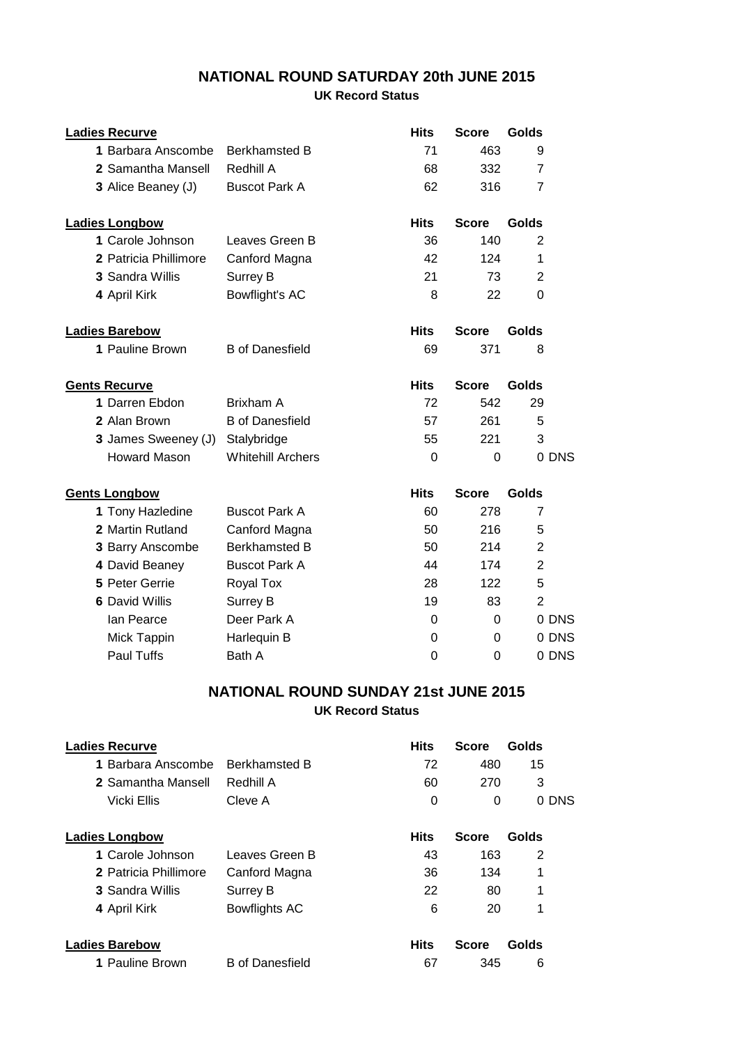## NATIONAL ROUND SATURDAY 20th JUNE 2015

**UK Record Status**

| Ladies Recurve | | Hits | Score | Golds | |
|---|---|---|---|---|---|
| 1 Barbara Anscombe | Berkhamsted B | 71 | 463 | 9 | |
| 2 Samantha Mansell | Redhill A | 68 | 332 | 7 | |
| 3 Alice Beaney (J) | Buscot Park A | 62 | 316 | 7 | |

| Ladies Longbow | | Hits | Score | Golds | |
|---|---|---|---|---|---|
| 1 Carole Johnson | Leaves Green B | 36 | 140 | 2 | |
| 2 Patricia Phillimore | Canford Magna | 42 | 124 | 1 | |
| 3 Sandra Willis | Surrey B | 21 | 73 | 2 | |
| 4 April Kirk | Bowflight's AC | 8 | 22 | 0 | |

| Ladies Barebow | | Hits | Score | Golds | |
|---|---|---|---|---|---|
| 1 Pauline Brown | B of Danesfield | 69 | 371 | 8 | |

| Gents Recurve | | Hits | Score | Golds | |
|---|---|---|---|---|---|
| 1 Darren Ebdon | Brixham A | 72 | 542 | 29 | |
| 2 Alan Brown | B of Danesfield | 57 | 261 | 5 | |
| 3 James Sweeney (J) | Stalybridge | 55 | 221 | 3 | |
| Howard Mason | Whitehill Archers | 0 | 0 | 0 | DNS |

| Gents Longbow | | Hits | Score | Golds | |
|---|---|---|---|---|---|
| 1 Tony Hazledine | Buscot Park A | 60 | 278 | 7 | |
| 2 Martin Rutland | Canford Magna | 50 | 216 | 5 | |
| 3 Barry Anscombe | Berkhamsted B | 50 | 214 | 2 | |
| 4 David Beaney | Buscot Park A | 44 | 174 | 2 | |
| 5 Peter Gerrie | Royal Tox | 28 | 122 | 5 | |
| 6 David Willis | Surrey B | 19 | 83 | 2 | |
| Ian Pearce | Deer Park A | 0 | 0 | 0 | DNS |
| Mick Tappin | Harlequin B | 0 | 0 | 0 | DNS |
| Paul Tuffs | Bath A | 0 | 0 | 0 | DNS |

## NATIONAL ROUND SUNDAY 21st JUNE 2015

**UK Record Status**

| Ladies Recurve | | Hits | Score | Golds | |
|---|---|---|---|---|---|
| 1 Barbara Anscombe | Berkhamsted B | 72 | 480 | 15 | |
| 2 Samantha Mansell | Redhill A | 60 | 270 | 3 | |
| Vicki Ellis | Cleve A | 0 | 0 | 0 | DNS |

| Ladies Longbow | | Hits | Score | Golds | |
|---|---|---|---|---|---|
| 1 Carole Johnson | Leaves Green B | 43 | 163 | 2 | |
| 2 Patricia Phillimore | Canford Magna | 36 | 134 | 1 | |
| 3 Sandra Willis | Surrey B | 22 | 80 | 1 | |
| 4 April Kirk | Bowflights AC | 6 | 20 | 1 | |

| Ladies Barebow | | Hits | Score | Golds | |
|---|---|---|---|---|---|
| 1 Pauline Brown | B of Danesfield | 67 | 345 | 6 | |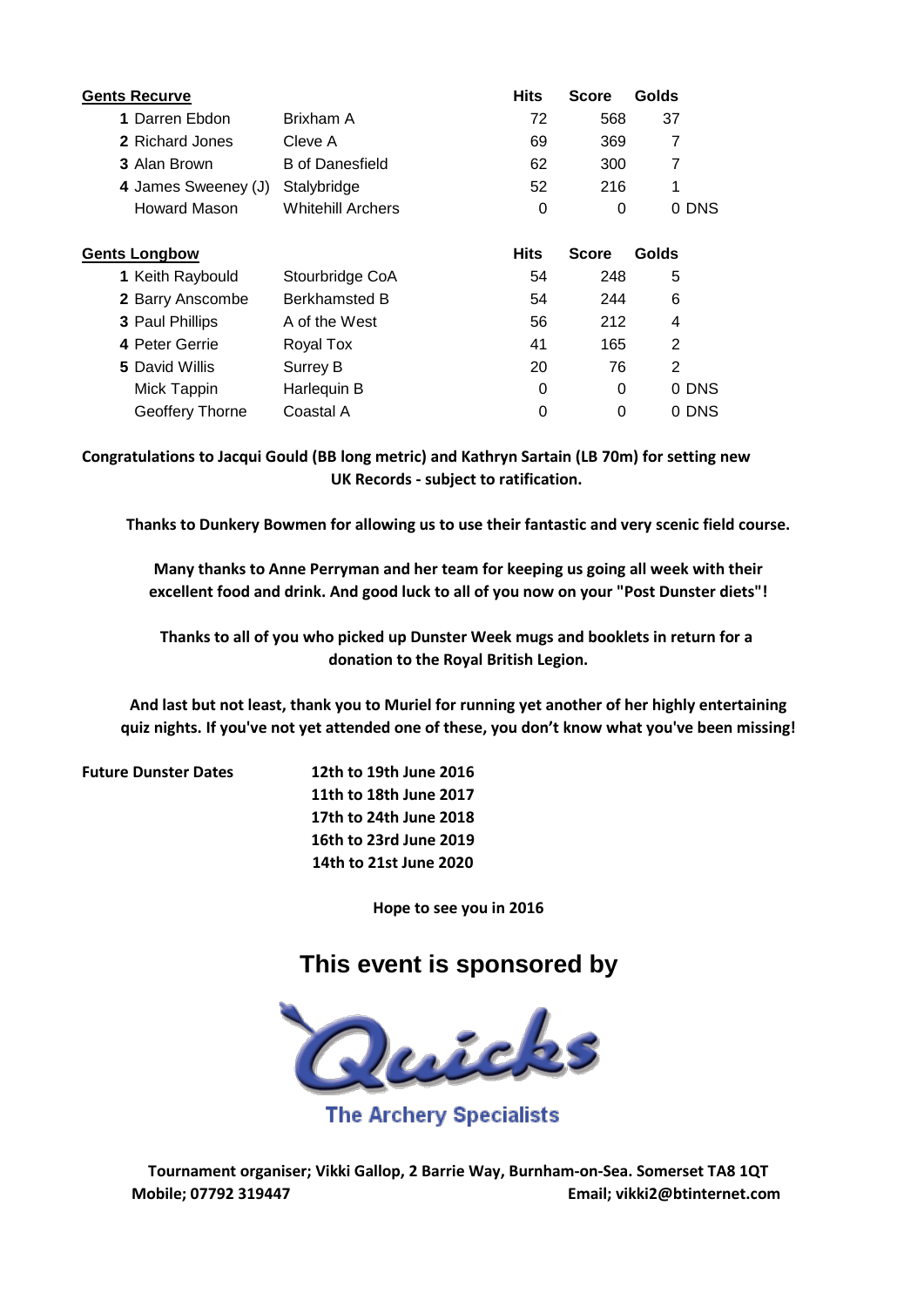| Gents Recurve | | | Hits | Score | Golds |
|---|---|---|---|---|---|
| 1 | Darren Ebdon | Brixham A | 72 | 568 | 37 |
| 2 | Richard Jones | Cleve A | 69 | 369 | 7 |
| 3 | Alan Brown | B of Danesfield | 62 | 300 | 7 |
| 4 | James Sweeney (J) | Stalybridge | 52 | 216 | 1 |
| | Howard Mason | Whitehill Archers | 0 | 0 | 0 DNS |

| Gents Longbow | | | Hits | Score | Golds |
|---|---|---|---|---|---|
| 1 | Keith Raybould | Stourbridge CoA | 54 | 248 | 5 |
| 2 | Barry Anscombe | Berkhamsted B | 54 | 244 | 6 |
| 3 | Paul Phillips | A of the West | 56 | 212 | 4 |
| 4 | Peter Gerrie | Royal Tox | 41 | 165 | 2 |
| 5 | David Willis | Surrey B | 20 | 76 | 2 |
| | Mick Tappin | Harlequin B | 0 | 0 | 0 DNS |
| | Geoffery Thorne | Coastal A | 0 | 0 | 0 DNS |

**Congratulations to Jacqui Gould (BB long metric) and Kathryn Sartain (LB 70m) for setting new UK Records - subject to ratification.**

**Thanks to Dunkery Bowmen for allowing us to use their fantastic and very scenic field course.**

**Many thanks to Anne Perryman and her team for keeping us going all week with their excellent food and drink. And good luck to all of you now on your "Post Dunster diets"!**

**Thanks to all of you who picked up Dunster Week mugs and booklets in return for a donation to the Royal British Legion.**

**And last but not least, thank you to Muriel for running yet another of her highly entertaining quiz nights. If you've not yet attended one of these, you don't know what you've been missing!**

**Future Dunster Dates**

**12th to 19th June 2016**
**11th to 18th June 2017**
**17th to 24th June 2018**
**16th to 23rd June 2019**
**14th to 21st June 2020**

**Hope to see you in 2016**

## This event is sponsored by

Quicks

The Archery Specialists

**Tournament organiser; Vikki Gallop, 2 Barrie Way, Burnham-on-Sea. Somerset TA8 1QT**
**Mobile; 07792 319447** **Email; vikki2@btinternet.com**